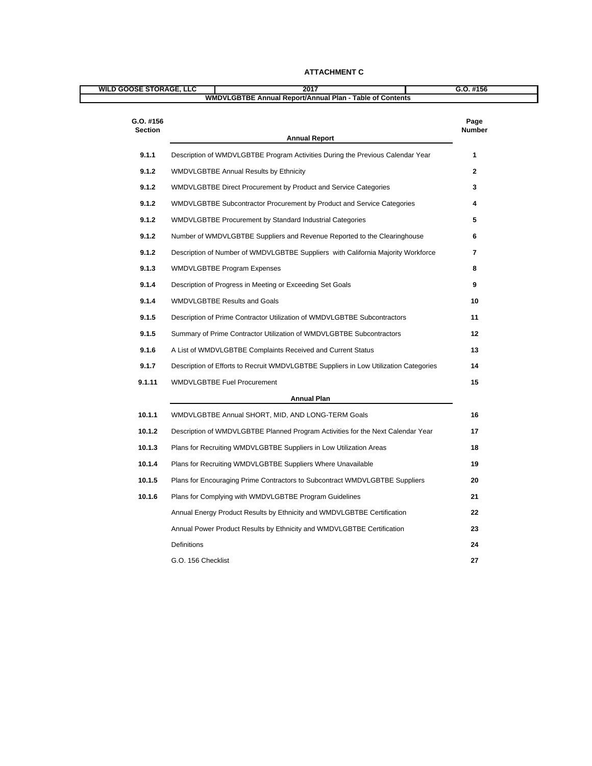**ATTACHMENT C**

| WILD GOOSE STORAGE, LLC | 2017 | G.O. #156 |
|---|---|---|
| WMDVLGBTBE Annual Report/Annual Plan - Table of Contents | | |

| G.O. #156 Section | Annual Report | Page Number |
|---|---|---|
| 9.1.1 | Description of WMDVLGBTBE Program Activities During the Previous Calendar Year | 1 |
| 9.1.2 | WMDVLGBTBE Annual Results by Ethnicity | 2 |
| 9.1.2 | WMDVLGBTBE Direct Procurement by Product and Service Categories | 3 |
| 9.1.2 | WMDVLGBTBE Subcontractor Procurement by Product and Service Categories | 4 |
| 9.1.2 | WMDVLGBTBE Procurement by Standard Industrial Categories | 5 |
| 9.1.2 | Number of WMDVLGBTBE Suppliers and Revenue Reported to the Clearinghouse | 6 |
| 9.1.2 | Description of Number of WMDVLGBTBE Suppliers with California Majority Workforce | 7 |
| 9.1.3 | WMDVLGBTBE Program Expenses | 8 |
| 9.1.4 | Description of Progress in Meeting or Exceeding Set Goals | 9 |
| 9.1.4 | WMDVLGBTBE Results and Goals | 10 |
| 9.1.5 | Description of Prime Contractor Utilization of WMDVLGBTBE Subcontractors | 11 |
| 9.1.5 | Summary of Prime Contractor Utilization of WMDVLGBTBE Subcontractors | 12 |
| 9.1.6 | A List of WMDVLGBTBE Complaints Received and Current Status | 13 |
| 9.1.7 | Description of Efforts to Recruit WMDVLGBTBE Suppliers in Low Utilization Categories | 14 |
| 9.1.11 | WMDVLGBTBE Fuel Procurement | 15 |
| | **Annual Plan** | |
| 10.1.1 | WMDVLGBTBE Annual SHORT, MID, AND LONG-TERM Goals | 16 |
| 10.1.2 | Description of WMDVLGBTBE Planned Program Activities for the Next Calendar Year | 17 |
| 10.1.3 | Plans for Recruiting WMDVLGBTBE Suppliers in Low Utilization Areas | 18 |
| 10.1.4 | Plans for Recruiting WMDVLGBTBE Suppliers Where Unavailable | 19 |
| 10.1.5 | Plans for Encouraging Prime Contractors to Subcontract WMDVLGBTBE Suppliers | 20 |
| 10.1.6 | Plans for Complying with WMDVLGBTBE Program Guidelines | 21 |
| | Annual Energy Product Results by Ethnicity and WMDVLGBTBE Certification | 22 |
| | Annual Power Product Results by Ethnicity and WMDVLGBTBE Certification | 23 |
| | Definitions | 24 |
| | G.O. 156 Checklist | 27 |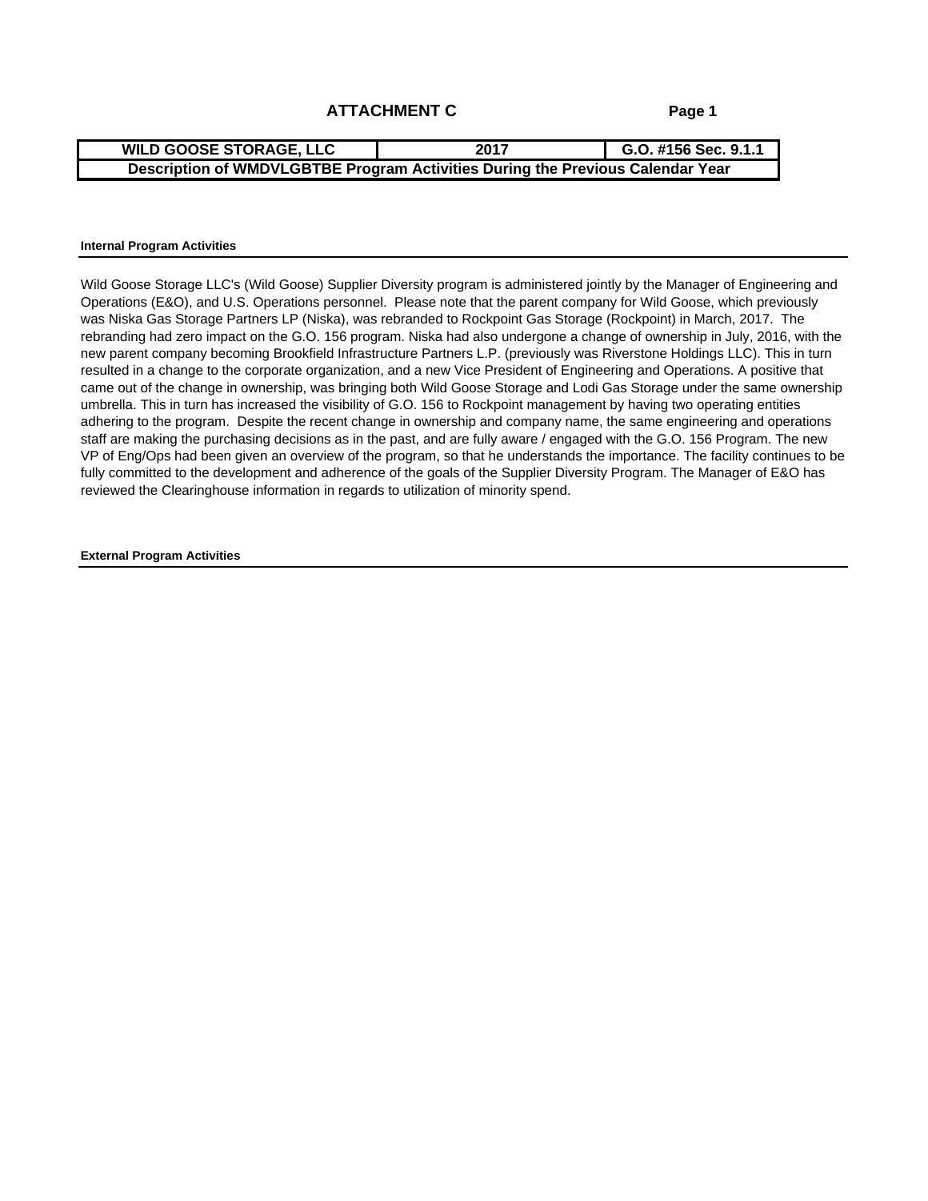# ATTACHMENT C

| WILD GOOSE STORAGE, LLC | 2017 | G.O. #156 Sec. 9.1.1 |
|---|---|---|
| Description of WMDVLGBTBE Program Activities During the Previous Calendar Year | | |

**Internal Program Activities**

Wild Goose Storage LLC's (Wild Goose) Supplier Diversity program is administered jointly by the Manager of Engineering and Operations (E&O), and U.S. Operations personnel. Please note that the parent company for Wild Goose, which previously was Niska Gas Storage Partners LP (Niska), was rebranded to Rockpoint Gas Storage (Rockpoint) in March, 2017. The rebranding had zero impact on the G.O. 156 program. Niska had also undergone a change of ownership in July, 2016, with the new parent company becoming Brookfield Infrastructure Partners L.P. (previously was Riverstone Holdings LLC). This in turn resulted in a change to the corporate organization, and a new Vice President of Engineering and Operations. A positive that came out of the change in ownership, was bringing both Wild Goose Storage and Lodi Gas Storage under the same ownership umbrella. This in turn has increased the visibility of G.O. 156 to Rockpoint management by having two operating entities adhering to the program. Despite the recent change in ownership and company name, the same engineering and operations staff are making the purchasing decisions as in the past, and are fully aware / engaged with the G.O. 156 Program. The new VP of Eng/Ops had been given an overview of the program, so that he understands the importance. The facility continues to be fully committed to the development and adherence of the goals of the Supplier Diversity Program. The Manager of E&O has reviewed the Clearinghouse information in regards to utilization of minority spend.

**External Program Activities**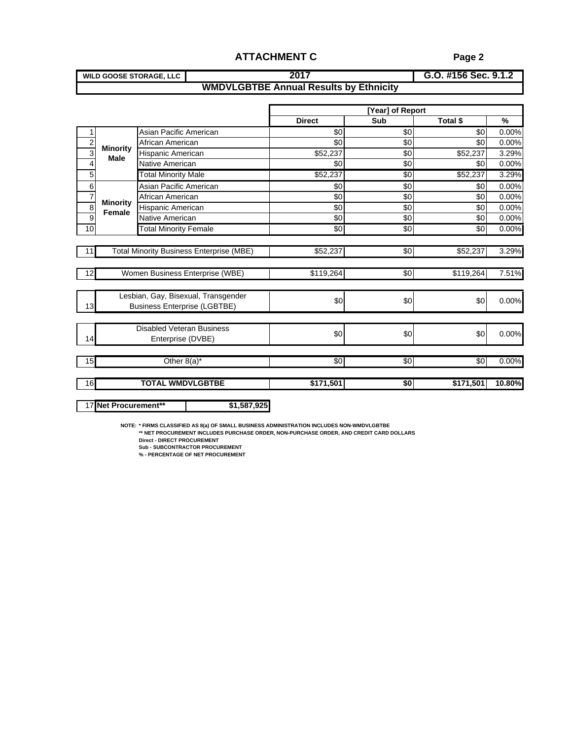# ATTACHMENT C

Page 2

| WILD GOOSE STORAGE, LLC | 2017 | G.O. #156 Sec. 9.1.2 |
|---|---|---|

## WMDVLGBTBE Annual Results by Ethnicity

| # | | | [Year] of Report | | | |
|---|---|---|---|---|---|---|
| | | | Direct | Sub | Total $ | % |
| 1 | Minority Male | Asian Pacific American | $0 | $0 | $0 | 0.00% |
| 2 | | African American | $0 | $0 | $0 | 0.00% |
| 3 | | Hispanic American | $52,237 | $0 | $52,237 | 3.29% |
| 4 | | Native American | $0 | $0 | $0 | 0.00% |
| 5 | | Total Minority Male | $52,237 | $0 | $52,237 | 3.29% |
| 6 | Minority Female | Asian Pacific American | $0 | $0 | $0 | 0.00% |
| 7 | | African American | $0 | $0 | $0 | 0.00% |
| 8 | | Hispanic American | $0 | $0 | $0 | 0.00% |
| 9 | | Native American | $0 | $0 | $0 | 0.00% |
| 10 | | Total Minority Female | $0 | $0 | $0 | 0.00% |
| 11 | Total Minority Business Enterprise (MBE) | | $52,237 | $0 | $52,237 | 3.29% |
| 12 | Women Business Enterprise (WBE) | | $119,264 | $0 | $119,264 | 7.51% |
| 13 | Lesbian, Gay, Bisexual, Transgender Business Enterprise (LGBTBE) | | $0 | $0 | $0 | 0.00% |
| 14 | Disabled Veteran Business Enterprise (DVBE) | | $0 | $0 | $0 | 0.00% |
| 15 | Other 8(a)* | | $0 | $0 | $0 | 0.00% |
| 16 | **TOTAL WMDVLGBTBE** | | **$171,501** | **$0** | **$171,501** | **10.80%** |
| 17 | **Net Procurement**** | | **$1,587,925** | | | |

NOTE: * FIRMS CLASSIFIED AS 8(a) OF SMALL BUSINESS ADMINISTRATION INCLUDES NON-WMDVLGBTBE
** NET PROCUREMENT INCLUDES PURCHASE ORDER, NON-PURCHASE ORDER, AND CREDIT CARD DOLLARS
Direct - DIRECT PROCUREMENT
Sub - SUBCONTRACTOR PROCUREMENT
% - PERCENTAGE OF NET PROCUREMENT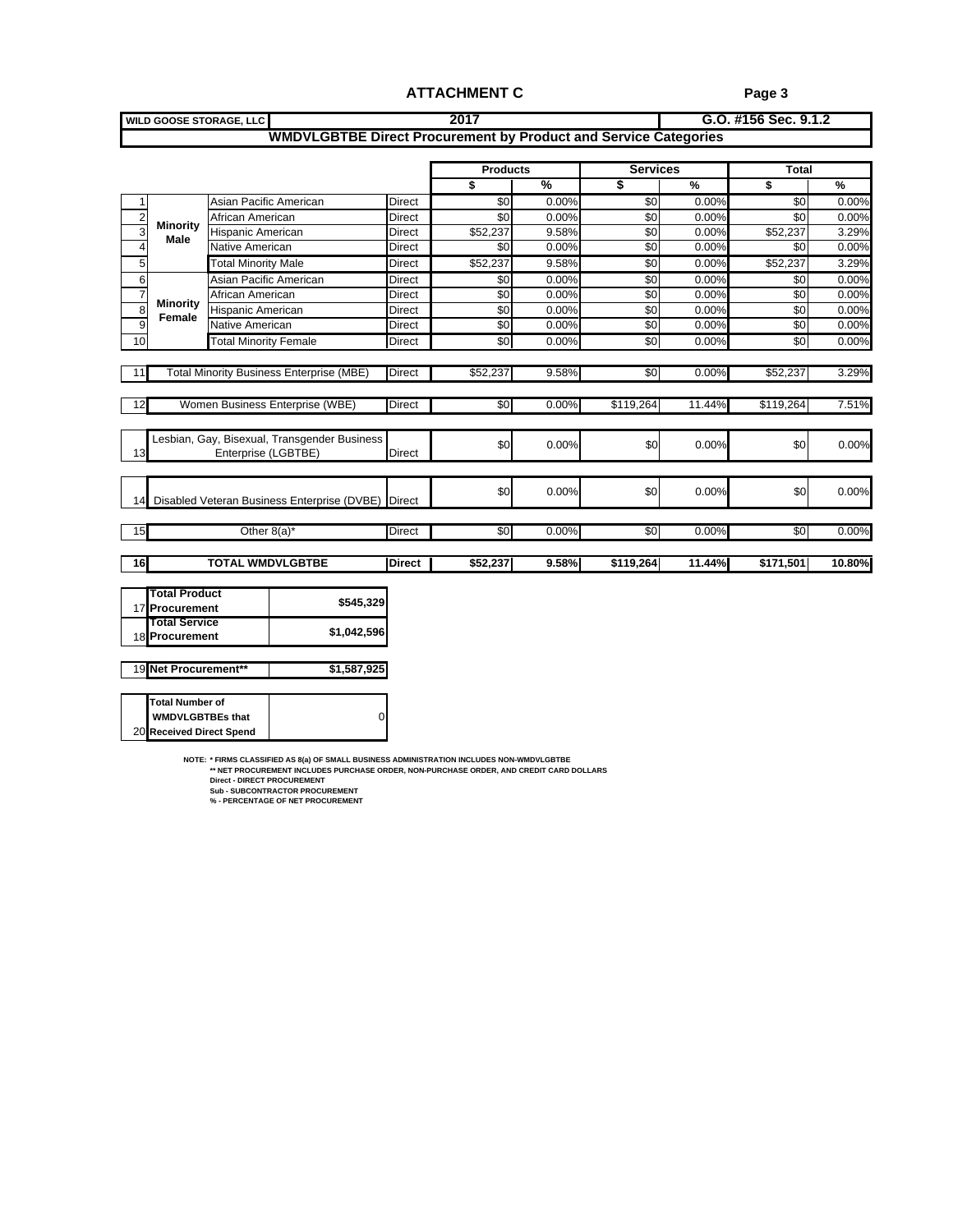# ATTACHMENT C

| WILD GOOSE STORAGE, LLC | 2017 | G.O. #156 Sec. 9.1.2 |
|---|---|---|

## WMDVLGBTBE Direct Procurement by Product and Service Categories

| | | | | Products | | Services | | Total | |
|---|---|---|---|---|---|---|---|---|---|
| | | | | $ | % | $ | % | $ | % |
| 1 | Minority Male | Asian Pacific American | Direct | $0 | 0.00% | $0 | 0.00% | $0 | 0.00% |
| 2 | | African American | Direct | $0 | 0.00% | $0 | 0.00% | $0 | 0.00% |
| 3 | | Hispanic American | Direct | $52,237 | 9.58% | $0 | 0.00% | $52,237 | 3.29% |
| 4 | | Native American | Direct | $0 | 0.00% | $0 | 0.00% | $0 | 0.00% |
| 5 | | Total Minority Male | Direct | $52,237 | 9.58% | $0 | 0.00% | $52,237 | 3.29% |
| 6 | Minority Female | Asian Pacific American | Direct | $0 | 0.00% | $0 | 0.00% | $0 | 0.00% |
| 7 | | African American | Direct | $0 | 0.00% | $0 | 0.00% | $0 | 0.00% |
| 8 | | Hispanic American | Direct | $0 | 0.00% | $0 | 0.00% | $0 | 0.00% |
| 9 | | Native American | Direct | $0 | 0.00% | $0 | 0.00% | $0 | 0.00% |
| 10 | | Total Minority Female | Direct | $0 | 0.00% | $0 | 0.00% | $0 | 0.00% |
| 11 | Total Minority Business Enterprise (MBE) | | Direct | $52,237 | 9.58% | $0 | 0.00% | $52,237 | 3.29% |
| 12 | Women Business Enterprise (WBE) | | Direct | $0 | 0.00% | $119,264 | 11.44% | $119,264 | 7.51% |
| 13 | Lesbian, Gay, Bisexual, Transgender Business Enterprise (LGBTBE) | | Direct | $0 | 0.00% | $0 | 0.00% | $0 | 0.00% |
| 14 | Disabled Veteran Business Enterprise (DVBE) | | Direct | $0 | 0.00% | $0 | 0.00% | $0 | 0.00% |
| 15 | Other 8(a)* | | Direct | $0 | 0.00% | $0 | 0.00% | $0 | 0.00% |
| **16** | **TOTAL WMDVLGBTBE** | | **Direct** | **$52,237** | **9.58%** | **$119,264** | **11.44%** | **$171,501** | **10.80%** |

| | | |
|---|---|---|
| 17 | **Total Product Procurement** | **$545,329** |
| 18 | **Total Service Procurement** | **$1,042,596** |
| 19 | **Net Procurement**** | **$1,587,925** |
| 20 | **Total Number of WMDVLGBTBEs that Received Direct Spend** | 0 |

NOTE: * FIRMS CLASSIFIED AS 8(a) OF SMALL BUSINESS ADMINISTRATION INCLUDES NON-WMDVLGBTBE
** NET PROCUREMENT INCLUDES PURCHASE ORDER, NON-PURCHASE ORDER, AND CREDIT CARD DOLLARS
Direct - DIRECT PROCUREMENT
Sub - SUBCONTRACTOR PROCUREMENT
% - PERCENTAGE OF NET PROCUREMENT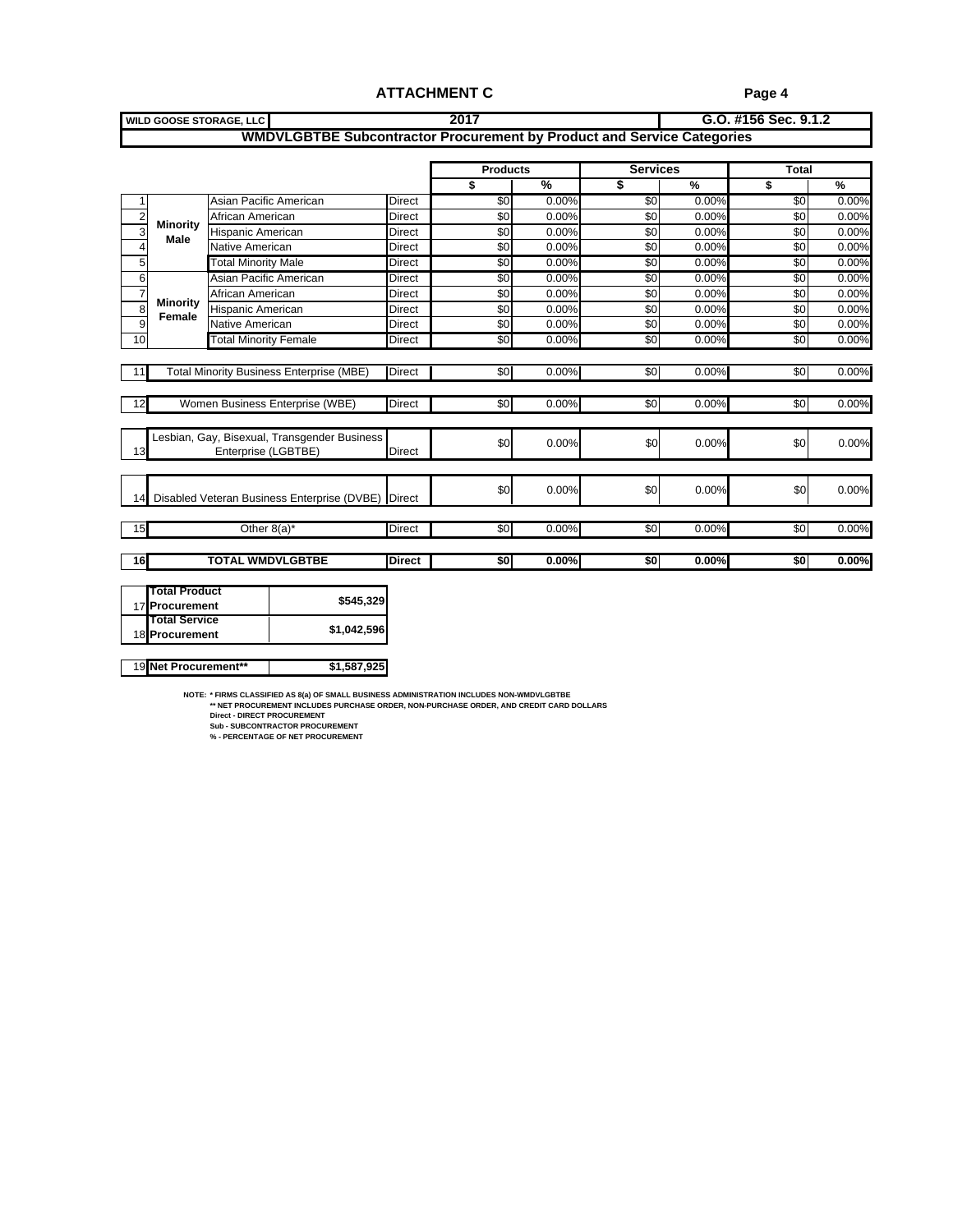# ATTACHMENT C

**WILD GOOSE STORAGE, LLC** | **2017** | **G.O. #156 Sec. 9.1.2**

## WMDVLGBTBE Subcontractor Procurement by Product and Service Categories

| # | | | | Products $ | Products % | Services $ | Services % | Total $ | Total % |
|---|---|---|---|---|---|---|---|---|---|
| 1 | Minority Male | Asian Pacific American | Direct | $0 | 0.00% | $0 | 0.00% | $0 | 0.00% |
| 2 | | African American | Direct | $0 | 0.00% | $0 | 0.00% | $0 | 0.00% |
| 3 | | Hispanic American | Direct | $0 | 0.00% | $0 | 0.00% | $0 | 0.00% |
| 4 | | Native American | Direct | $0 | 0.00% | $0 | 0.00% | $0 | 0.00% |
| 5 | | Total Minority Male | Direct | $0 | 0.00% | $0 | 0.00% | $0 | 0.00% |
| 6 | Minority Female | Asian Pacific American | Direct | $0 | 0.00% | $0 | 0.00% | $0 | 0.00% |
| 7 | | African American | Direct | $0 | 0.00% | $0 | 0.00% | $0 | 0.00% |
| 8 | | Hispanic American | Direct | $0 | 0.00% | $0 | 0.00% | $0 | 0.00% |
| 9 | | Native American | Direct | $0 | 0.00% | $0 | 0.00% | $0 | 0.00% |
| 10 | | Total Minority Female | Direct | $0 | 0.00% | $0 | 0.00% | $0 | 0.00% |
| 11 | Total Minority Business Enterprise (MBE) | | Direct | $0 | 0.00% | $0 | 0.00% | $0 | 0.00% |
| 12 | Women Business Enterprise (WBE) | | Direct | $0 | 0.00% | $0 | 0.00% | $0 | 0.00% |
| 13 | Lesbian, Gay, Bisexual, Transgender Business Enterprise (LGBTBE) | | Direct | $0 | 0.00% | $0 | 0.00% | $0 | 0.00% |
| 14 | Disabled Veteran Business Enterprise (DVBE) | | Direct | $0 | 0.00% | $0 | 0.00% | $0 | 0.00% |
| 15 | Other 8(a)* | | Direct | $0 | 0.00% | $0 | 0.00% | $0 | 0.00% |
| **16** | **TOTAL WMDVLGBTBE** | | **Direct** | **$0** | **0.00%** | **$0** | **0.00%** | **$0** | **0.00%** |

| # | | |
|---|---|---|
| 17 | **Total Product Procurement** | **$545,329** |
| 18 | **Total Service Procurement** | **$1,042,596** |
| 19 | **Net Procurement**** | **$1,587,925** |

**NOTE: * FIRMS CLASSIFIED AS 8(a) OF SMALL BUSINESS ADMINISTRATION INCLUDES NON-WMDVLGBTBE**
**** NET PROCUREMENT INCLUDES PURCHASE ORDER, NON-PURCHASE ORDER, AND CREDIT CARD DOLLARS**
**Direct - DIRECT PROCUREMENT**
**Sub - SUBCONTRACTOR PROCUREMENT**
**% - PERCENTAGE OF NET PROCUREMENT**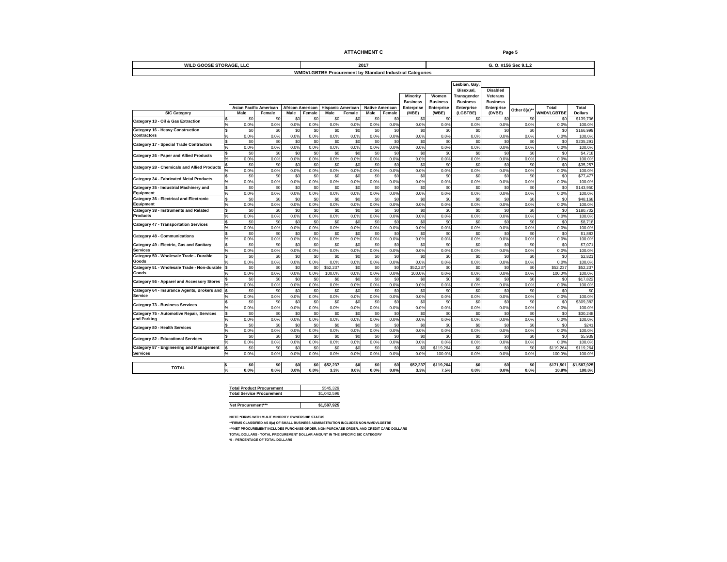**ATTACHMENT C**

| WILD GOOSE STORAGE, LLC | 2017 | G. O. #156 Sec 9.1.2 |
|---|---|---|

**WMDVLGBTBE Procurement by Standard Industrial Categories**

| SIC Category | | Asian Pacific American | | African American | | Hispanic American | | Native American | | Minority Business Enterprise (MBE) | Women Business Enterprise (WBE) | Lesbian, Gay, Bisexual, Transgender Business Enterprise (LGBTBE) | Disabled Veterans Business Enterprise (DVBE) | Other 8(a)** | Total WMDVLGBTBE | Total Dollars |
|---|---|---|---|---|---|---|---|---|---|---|---|---|---|---|---|---|
| | | Male | Female | Male | Female | Male | Female | Male | Female | | | | | | | |
| Category 13 - Oil & Gas Extraction | $ | $0 | $0 | $0 | $0 | $0 | $0 | $0 | $0 | $0 | $0 | $0 | $0 | $0 | $0 | $139,736 |
| | % | 0.0% | 0.0% | 0.0% | 0.0% | 0.0% | 0.0% | 0.0% | 0.0% | 0.0% | 0.0% | 0.0% | 0.0% | 0.0% | 0.0% | 100.0% |
| Category 16 - Heavy Construction Contractors | $ | $0 | $0 | $0 | $0 | $0 | $0 | $0 | $0 | $0 | $0 | $0 | $0 | $0 | $0 | $166,999 |
| | % | 0.0% | 0.0% | 0.0% | 0.0% | 0.0% | 0.0% | 0.0% | 0.0% | 0.0% | 0.0% | 0.0% | 0.0% | 0.0% | 0.0% | 100.0% |
| Category 17 - Special Trade Contractors | $ | $0 | $0 | $0 | $0 | $0 | $0 | $0 | $0 | $0 | $0 | $0 | $0 | $0 | $0 | $235,291 |
| | % | 0.0% | 0.0% | 0.0% | 0.0% | 0.0% | 0.0% | 0.0% | 0.0% | 0.0% | 0.0% | 0.0% | 0.0% | 0.0% | 0.0% | 100.0% |
| Category 26 - Paper and Allied Products | $ | $0 | $0 | $0 | $0 | $0 | $0 | $0 | $0 | $0 | $0 | $0 | $0 | $0 | $0 | $4,718 |
| | % | 0.0% | 0.0% | 0.0% | 0.0% | 0.0% | 0.0% | 0.0% | 0.0% | 0.0% | 0.0% | 0.0% | 0.0% | 0.0% | 0.0% | 100.0% |
| Category 28 - Chemicals and Allied Products | $ | $0 | $0 | $0 | $0 | $0 | $0 | $0 | $0 | $0 | $0 | $0 | $0 | $0 | $0 | $35,257 |
| | % | 0.0% | 0.0% | 0.0% | 0.0% | 0.0% | 0.0% | 0.0% | 0.0% | 0.0% | 0.0% | 0.0% | 0.0% | 0.0% | 0.0% | 100.0% |
| Category 34 - Fabricated Metal Products | $ | $0 | $0 | $0 | $0 | $0 | $0 | $0 | $0 | $0 | $0 | $0 | $0 | $0 | $0 | $77,477 |
| | % | 0.0% | 0.0% | 0.0% | 0.0% | 0.0% | 0.0% | 0.0% | 0.0% | 0.0% | 0.0% | 0.0% | 0.0% | 0.0% | 0.0% | 100.0% |
| Category 35 - Industrial Machinery and Equipment | $ | $0 | $0 | $0 | $0 | $0 | $0 | $0 | $0 | $0 | $0 | $0 | $0 | $0 | $0 | $143,950 |
| | % | 0.0% | 0.0% | 0.0% | 0.0% | 0.0% | 0.0% | 0.0% | 0.0% | 0.0% | 0.0% | 0.0% | 0.0% | 0.0% | 0.0% | 100.0% |
| Category 36 - Electrical and Electronic Equipment | $ | $0 | $0 | $0 | $0 | $0 | $0 | $0 | $0 | $0 | $0 | $0 | $0 | $0 | $0 | $48,168 |
| | % | 0.0% | 0.0% | 0.0% | 0.0% | 0.0% | 0.0% | 0.0% | 0.0% | 0.0% | 0.0% | 0.0% | 0.0% | 0.0% | 0.0% | 100.0% |
| Category 38 - Instruments and Related Products | $ | $0 | $0 | $0 | $0 | $0 | $0 | $0 | $0 | $0 | $0 | $0 | $0 | $0 | $0 | $180,702 |
| | % | 0.0% | 0.0% | 0.0% | 0.0% | 0.0% | 0.0% | 0.0% | 0.0% | 0.0% | 0.0% | 0.0% | 0.0% | 0.0% | 0.0% | 100.0% |
| Category 47 - Transportation Services | $ | $0 | $0 | $0 | $0 | $0 | $0 | $0 | $0 | $0 | $0 | $0 | $0 | $0 | $0 | $8,718 |
| | % | 0.0% | 0.0% | 0.0% | 0.0% | 0.0% | 0.0% | 0.0% | 0.0% | 0.0% | 0.0% | 0.0% | 0.0% | 0.0% | 0.0% | 100.0% |
| Category 48 - Communications | $ | $0 | $0 | $0 | $0 | $0 | $0 | $0 | $0 | $0 | $0 | $0 | $0 | $0 | $0 | $1,883 |
| | % | 0.0% | 0.0% | 0.0% | 0.0% | 0.0% | 0.0% | 0.0% | 0.0% | 0.0% | 0.0% | 0.0% | 0.0% | 0.0% | 0.0% | 100.0% |
| Category 49 - Electric, Gas and Sanitary Services | $ | $0 | $0 | $0 | $0 | $0 | $0 | $0 | $0 | $0 | $0 | $0 | $0 | $0 | $0 | $7,071 |
| | % | 0.0% | 0.0% | 0.0% | 0.0% | 0.0% | 0.0% | 0.0% | 0.0% | 0.0% | 0.0% | 0.0% | 0.0% | 0.0% | 0.0% | 100.0% |
| Category 50 - Wholesale Trade - Durable Goods | $ | $0 | $0 | $0 | $0 | $0 | $0 | $0 | $0 | $0 | $0 | $0 | $0 | $0 | $0 | $2,821 |
| | % | 0.0% | 0.0% | 0.0% | 0.0% | 0.0% | 0.0% | 0.0% | 0.0% | 0.0% | 0.0% | 0.0% | 0.0% | 0.0% | 0.0% | 100.0% |
| Category 51 - Wholesale Trade - Non-durable Goods | $ | $0 | $0 | $0 | $0 | $52,237 | $0 | $0 | $0 | $52,237 | $0 | $0 | $0 | $0 | $52,237 | $52,237 |
| | % | 0.0% | 0.0% | 0.0% | 0.0% | 100.0% | 0.0% | 0.0% | 0.0% | 100.0% | 0.0% | 0.0% | 0.0% | 0.0% | 100.0% | 100.0% |
| Category 56 - Apparel and Accessory Stores | $ | $0 | $0 | $0 | $0 | $0 | $0 | $0 | $0 | $0 | $0 | $0 | $0 | $0 | $0 | $17,822 |
| | % | 0.0% | 0.0% | 0.0% | 0.0% | 0.0% | 0.0% | 0.0% | 0.0% | 0.0% | 0.0% | 0.0% | 0.0% | 0.0% | 0.0% | 100.0% |
| Category 64 - Insurance Agents, Brokers and Service | $ | $0 | $0 | $0 | $0 | $0 | $0 | $0 | $0 | $0 | $0 | $0 | $0 | $0 | $0 | $0 |
| | % | 0.0% | 0.0% | 0.0% | 0.0% | 0.0% | 0.0% | 0.0% | 0.0% | 0.0% | 0.0% | 0.0% | 0.0% | 0.0% | 0.0% | 100.0% |
| Category 73 - Business Services | $ | $0 | $0 | $0 | $0 | $0 | $0 | $0 | $0 | $0 | $0 | $0 | $0 | $0 | $0 | $309,382 |
| | % | 0.0% | 0.0% | 0.0% | 0.0% | 0.0% | 0.0% | 0.0% | 0.0% | 0.0% | 0.0% | 0.0% | 0.0% | 0.0% | 0.0% | 100.0% |
| Category 75 - Automotive Repair, Services and Parking | $ | $0 | $0 | $0 | $0 | $0 | $0 | $0 | $0 | $0 | $0 | $0 | $0 | $0 | $0 | $30,248 |
| | % | 0.0% | 0.0% | 0.0% | 0.0% | 0.0% | 0.0% | 0.0% | 0.0% | 0.0% | 0.0% | 0.0% | 0.0% | 0.0% | 0.0% | 100.0% |
| Category 80 - Health Services | $ | $0 | $0 | $0 | $0 | $0 | $0 | $0 | $0 | $0 | $0 | $0 | $0 | $0 | $0 | $241 |
| | % | 0.0% | 0.0% | 0.0% | 0.0% | 0.0% | 0.0% | 0.0% | 0.0% | 0.0% | 0.0% | 0.0% | 0.0% | 0.0% | 0.0% | 100.0% |
| Category 82 - Educational Services | $ | $0 | $0 | $0 | $0 | $0 | $0 | $0 | $0 | $0 | $0 | $0 | $0 | $0 | $0 | $5,939 |
| | % | 0.0% | 0.0% | 0.0% | 0.0% | 0.0% | 0.0% | 0.0% | 0.0% | 0.0% | 0.0% | 0.0% | 0.0% | 0.0% | 0.0% | 100.0% |
| Category 87 - Engineering and Management Services | $ | $0 | $0 | $0 | $0 | $0 | $0 | $0 | $0 | $0 | $119,264 | $0 | $0 | $0 | $119,264 | $119,264 |
| | % | 0.0% | 0.0% | 0.0% | 0.0% | 0.0% | 0.0% | 0.0% | 0.0% | 0.0% | 100.0% | 0.0% | 0.0% | 0.0% | 100.0% | 100.0% |
| **TOTAL** | $ | **$0** | **$0** | **$0** | **$0** | **$52,237** | **$0** | **$0** | **$0** | **$52,237** | **$119,264** | **$0** | **$0** | **$0** | **$171,501** | **$1,587,925** |
| | % | **0.0%** | **0.0%** | **0.0%** | **0.0%** | **3.3%** | **0.0%** | **0.0%** | **0.0%** | **3.3%** | **7.5%** | **0.0%** | **0.0%** | **0.0%** | **10.8%** | **100.0%** |

| | |
|---|---|
| **Total Product Procurement** | $545,329 |
| **Total Service Procurement** | $1,042,596 |
| **Net Procurement\*\*\*** | **$1,587,925** |

NOTE:*FIRMS WITH MULIT MINORITY OWNERSHIP STATUS

**FIRMS CLASSIFIED AS 8(a) OF SMALL BUSINESS ADMINISTRATION INCLUDES NON-WMDVLGBTBE

***NET PROCUREMENT INCLUDES PURCHASE ORDER, NON-PURCHASE ORDER, AND CREDIT CARD DOLLARS

TOTAL DOLLARS - TOTAL PROCUREMENT DOLLAR AMOUNT IN THE SPECIFIC SIC CATEGORY

% - PERCENTAGE OF TOTAL DOLLARS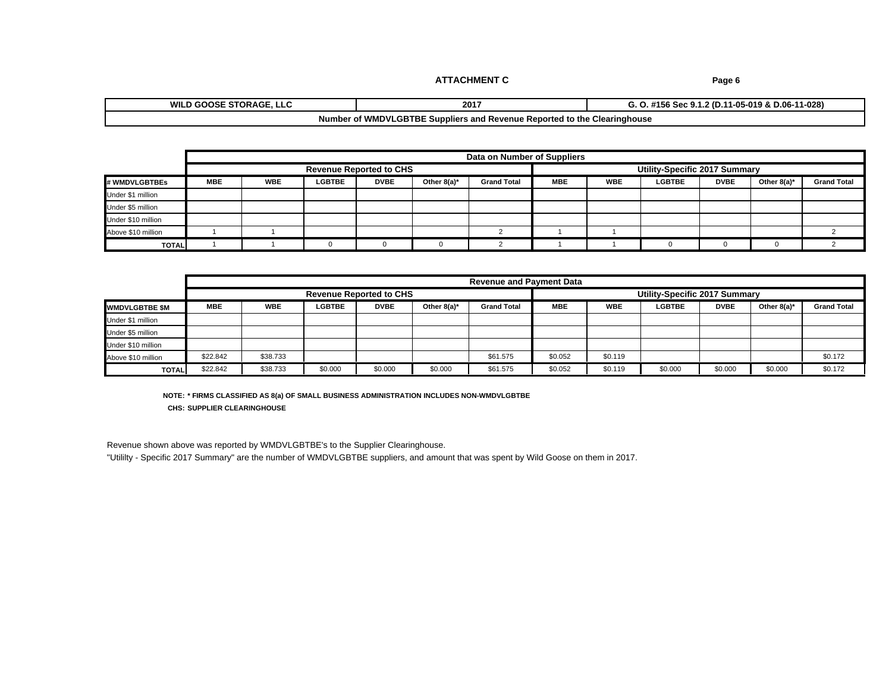**ATTACHMENT C**

| WILD GOOSE STORAGE, LLC | 2017 | G. O. #156 Sec 9.1.2 (D.11-05-019 & D.06-11-028) |
|---|---|---|
| Number of WMDVLGBTBE Suppliers and Revenue Reported to the Clearinghouse | | |

| | Data on Number of Suppliers | | | | | | | | | | | |
|---|---|---|---|---|---|---|---|---|---|---|---|---|
| | Revenue Reported to CHS | | | | | | Utility-Specific 2017 Summary | | | | | |
| # WMDVLGBTBEs | MBE | WBE | LGBTBE | DVBE | Other 8(a)* | Grand Total | MBE | WBE | LGBTBE | DVBE | Other 8(a)* | Grand Total |
| Under $1 million | | | | | | | | | | | | |
| Under $5 million | | | | | | | | | | | | |
| Under $10 million | | | | | | | | | | | | |
| Above $10 million | 1 | 1 | | | | 2 | 1 | 1 | | | | 2 |
| TOTAL | 1 | 1 | 0 | 0 | 0 | 2 | 1 | 1 | 0 | 0 | 0 | 2 |

| | Revenue and Payment Data | | | | | | | | | | | |
|---|---|---|---|---|---|---|---|---|---|---|---|---|
| | Revenue Reported to CHS | | | | | | Utility-Specific 2017 Summary | | | | | |
| WMDVLGBTBE $M | MBE | WBE | LGBTBE | DVBE | Other 8(a)* | Grand Total | MBE | WBE | LGBTBE | DVBE | Other 8(a)* | Grand Total |
| Under $1 million | | | | | | | | | | | | |
| Under $5 million | | | | | | | | | | | | |
| Under $10 million | | | | | | | | | | | | |
| Above $10 million | $22.842 | $38.733 | | | | $61.575 | $0.052 | $0.119 | | | | $0.172 |
| TOTAL | $22.842 | $38.733 | $0.000 | $0.000 | $0.000 | $61.575 | $0.052 | $0.119 | $0.000 | $0.000 | $0.000 | $0.172 |

**NOTE: * FIRMS CLASSIFIED AS 8(a) OF SMALL BUSINESS ADMINISTRATION INCLUDES NON-WMDVLGBTBE**

**CHS: SUPPLIER CLEARINGHOUSE**

Revenue shown above was reported by WMDVLGBTBE's to the Supplier Clearinghouse.

"Utililty - Specific 2017 Summary" are the number of WMDVLGBTBE suppliers, and amount that was spent by Wild Goose on them in 2017.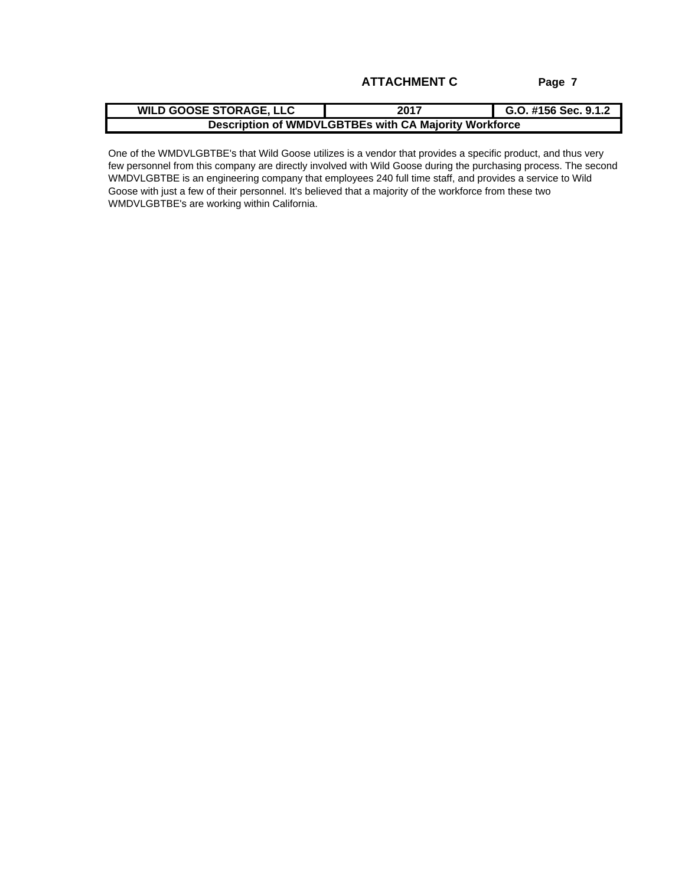**ATTACHMENT C**

| WILD GOOSE STORAGE, LLC | 2017 | G.O. #156 Sec. 9.1.2 |
| --- | --- | --- |
| Description of WMDVLGBTBEs with CA Majority Workforce | | |

One of the WMDVLGBTBE's that Wild Goose utilizes is a vendor that provides a specific product, and thus very few personnel from this company are directly involved with Wild Goose during the purchasing process. The second WMDVLGBTBE is an engineering company that employees 240 full time staff, and provides a service to Wild Goose with just a few of their personnel. It's believed that a majority of the workforce from these two WMDVLGBTBE's are working within California.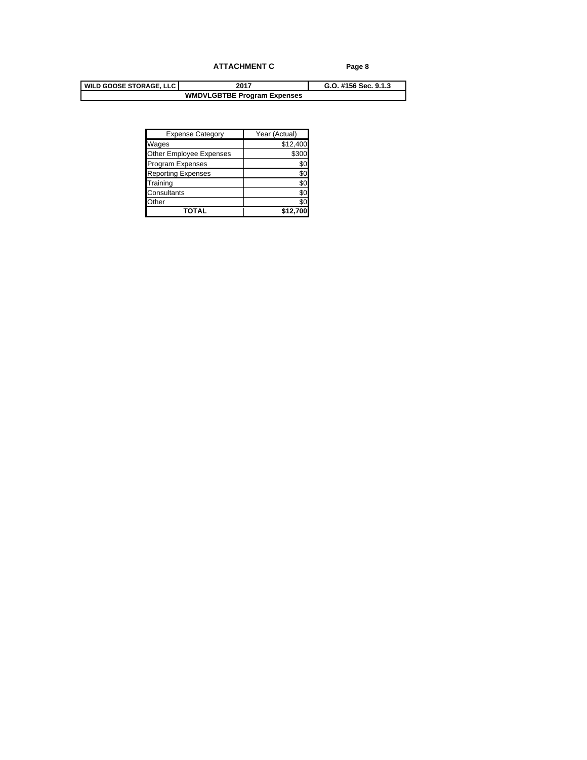**ATTACHMENT C**

| WILD GOOSE STORAGE, LLC | 2017 | G.O. #156 Sec. 9.1.3 |
|---|---|---|
| | **WMDVLGBTBE Program Expenses** | |

| Expense Category | Year (Actual) |
|---|---|
| Wages | $12,400 |
| Other Employee Expenses | $300 |
| Program Expenses | $0 |
| Reporting Expenses | $0 |
| Training | $0 |
| Consultants | $0 |
| Other | $0 |
| **TOTAL** | **$12,700** |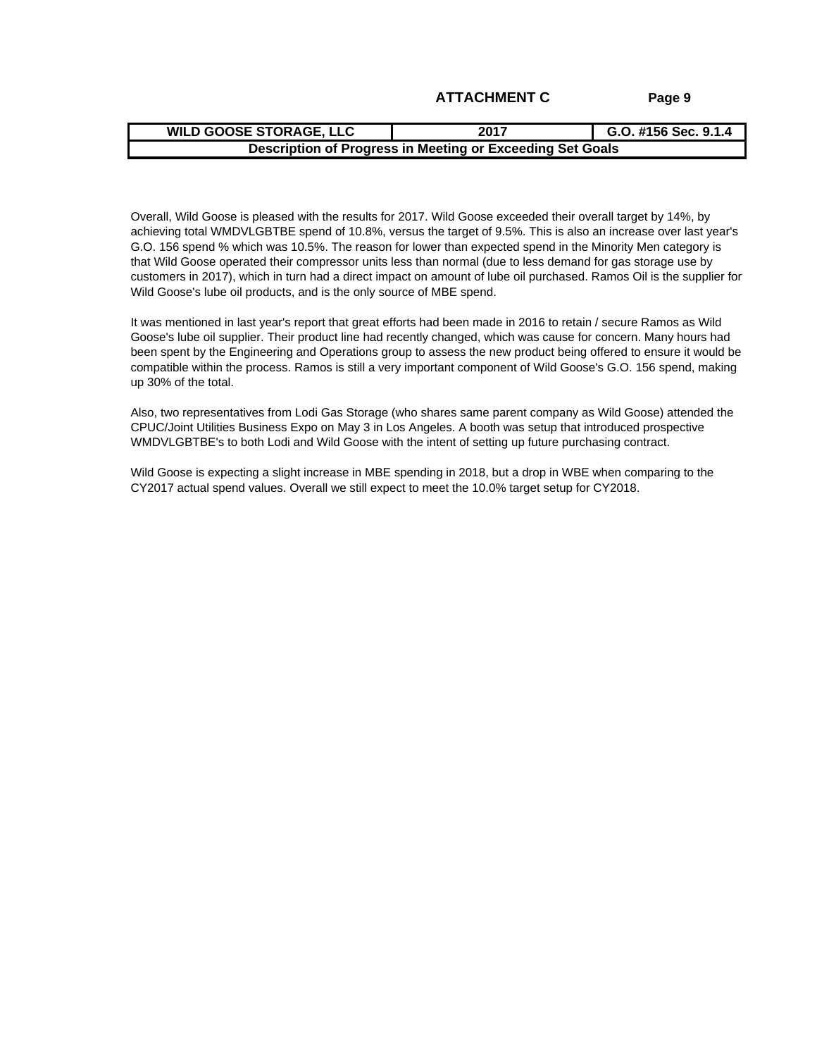## ATTACHMENT C

| WILD GOOSE STORAGE, LLC | 2017 | G.O. #156 Sec. 9.1.4 |
| --- | --- | --- |
| **Description of Progress in Meeting or Exceeding Set Goals** | | |

Overall, Wild Goose is pleased with the results for 2017. Wild Goose exceeded their overall target by 14%, by achieving total WMDVLGBTBE spend of 10.8%, versus the target of 9.5%. This is also an increase over last year's G.O. 156 spend % which was 10.5%. The reason for lower than expected spend in the Minority Men category is that Wild Goose operated their compressor units less than normal (due to less demand for gas storage use by customers in 2017), which in turn had a direct impact on amount of lube oil purchased. Ramos Oil is the supplier for Wild Goose's lube oil products, and is the only source of MBE spend.

It was mentioned in last year's report that great efforts had been made in 2016 to retain / secure Ramos as Wild Goose's lube oil supplier. Their product line had recently changed, which was cause for concern. Many hours had been spent by the Engineering and Operations group to assess the new product being offered to ensure it would be compatible within the process. Ramos is still a very important component of Wild Goose's G.O. 156 spend, making up 30% of the total.

Also, two representatives from Lodi Gas Storage (who shares same parent company as Wild Goose) attended the CPUC/Joint Utilities Business Expo on May 3 in Los Angeles. A booth was setup that introduced prospective WMDVLGBTBE's to both Lodi and Wild Goose with the intent of setting up future purchasing contract.

Wild Goose is expecting a slight increase in MBE spending in 2018, but a drop in WBE when comparing to the CY2017 actual spend values. Overall we still expect to meet the 10.0% target setup for CY2018.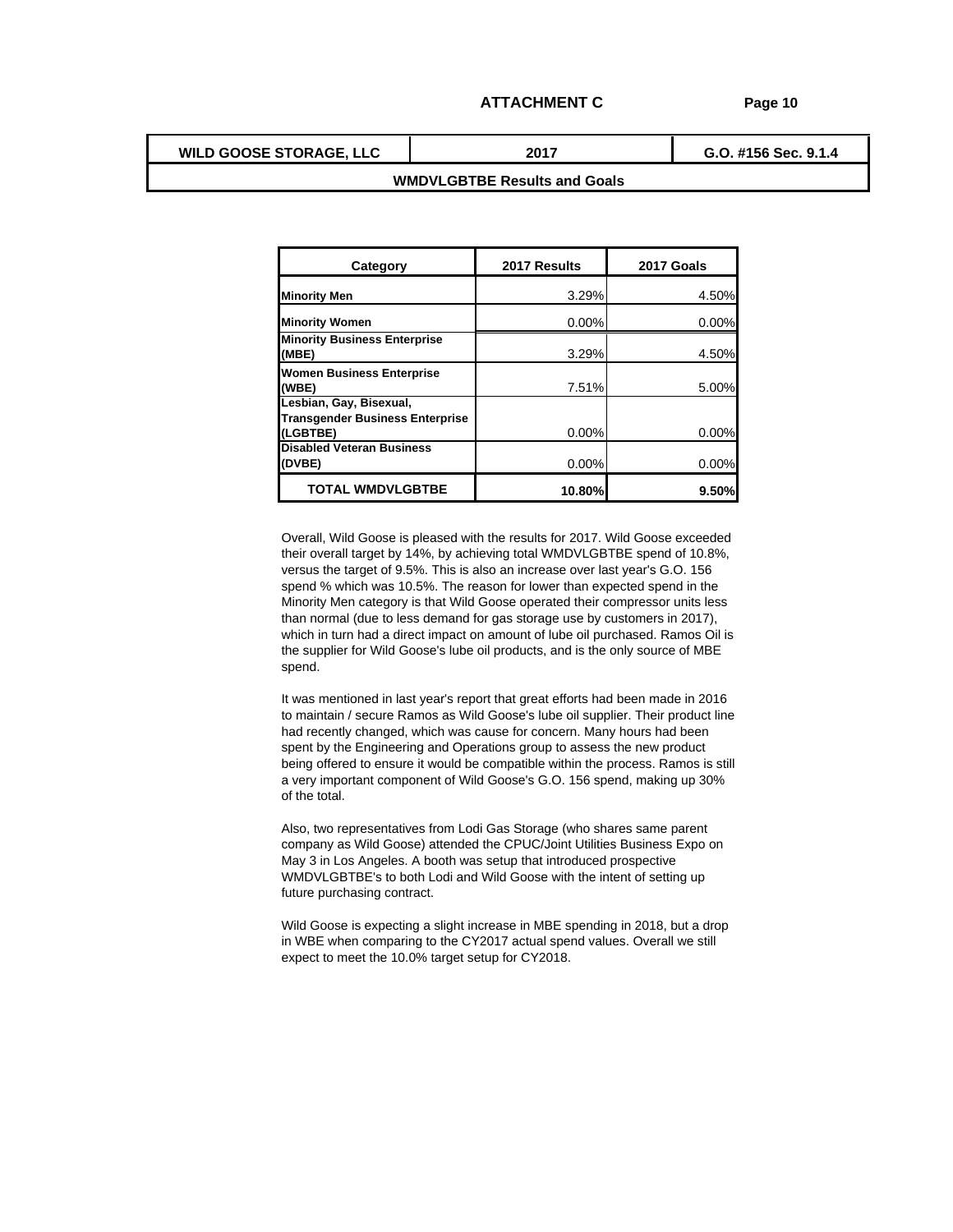## ATTACHMENT C

| WILD GOOSE STORAGE, LLC | 2017 | G.O. #156 Sec. 9.1.4 |
|---|---|---|
| **WMDVLGBTBE Results and Goals** | | |

| Category | 2017 Results | 2017 Goals |
|---|---|---|
| **Minority Men** | 3.29% | 4.50% |
| **Minority Women** | 0.00% | 0.00% |
| **Minority Business Enterprise (MBE)** | 3.29% | 4.50% |
| **Women Business Enterprise (WBE)** | 7.51% | 5.00% |
| **Lesbian, Gay, Bisexual, Transgender Business Enterprise (LGBTBE)** | 0.00% | 0.00% |
| **Disabled Veteran Business (DVBE)** | 0.00% | 0.00% |
| **TOTAL WMDVLGBTBE** | **10.80%** | **9.50%** |

Overall, Wild Goose is pleased with the results for 2017. Wild Goose exceeded their overall target by 14%, by achieving total WMDVLGBTBE spend of 10.8%, versus the target of 9.5%. This is also an increase over last year's G.O. 156 spend % which was 10.5%. The reason for lower than expected spend in the Minority Men category is that Wild Goose operated their compressor units less than normal (due to less demand for gas storage use by customers in 2017), which in turn had a direct impact on amount of lube oil purchased. Ramos Oil is the supplier for Wild Goose's lube oil products, and is the only source of MBE spend.

It was mentioned in last year's report that great efforts had been made in 2016 to maintain / secure Ramos as Wild Goose's lube oil supplier. Their product line had recently changed, which was cause for concern. Many hours had been spent by the Engineering and Operations group to assess the new product being offered to ensure it would be compatible within the process. Ramos is still a very important component of Wild Goose's G.O. 156 spend, making up 30% of the total.

Also, two representatives from Lodi Gas Storage (who shares same parent company as Wild Goose) attended the CPUC/Joint Utilities Business Expo on May 3 in Los Angeles. A booth was setup that introduced prospective WMDVLGBTBE's to both Lodi and Wild Goose with the intent of setting up future purchasing contract.

Wild Goose is expecting a slight increase in MBE spending in 2018, but a drop in WBE when comparing to the CY2017 actual spend values. Overall we still expect to meet the 10.0% target setup for CY2018.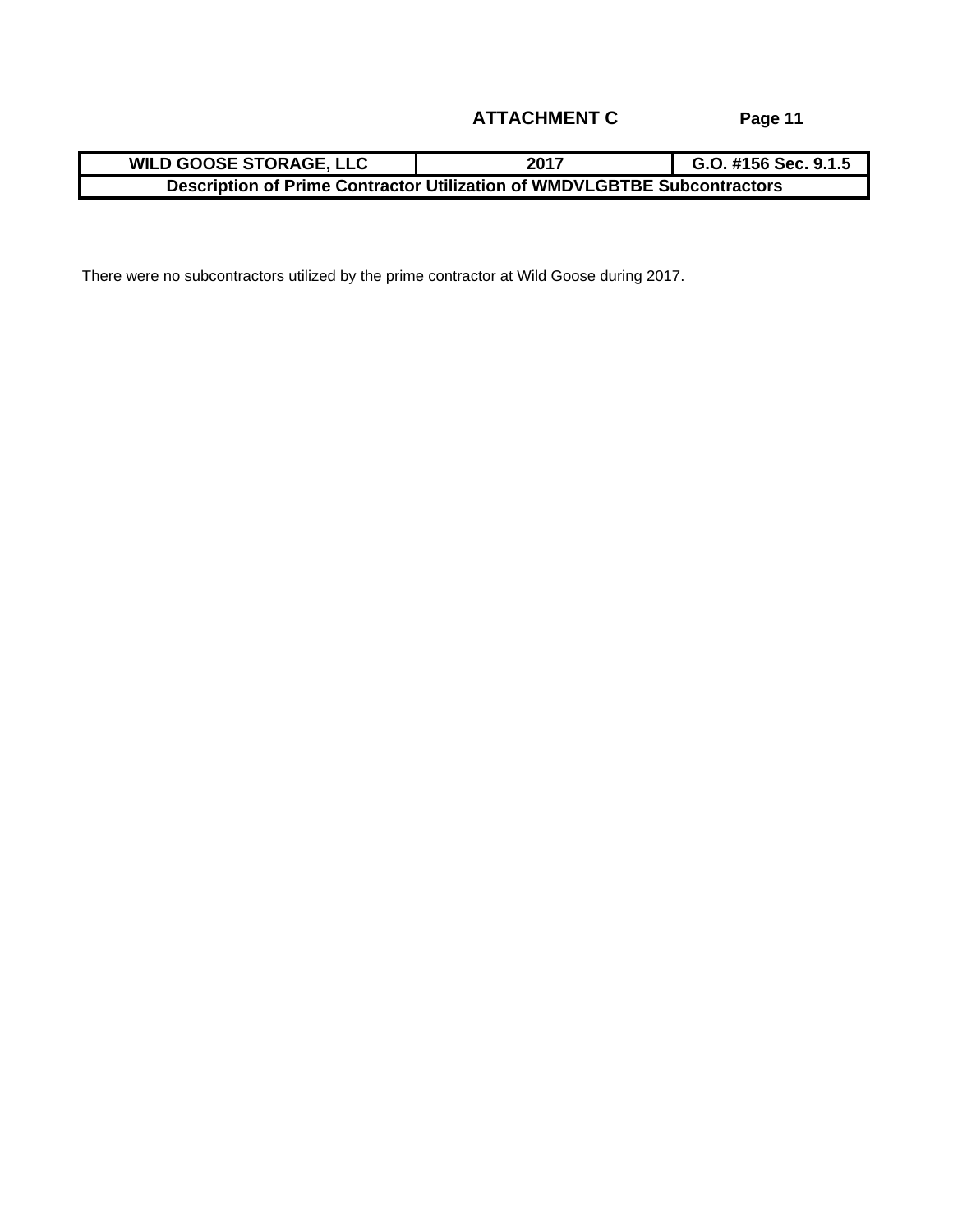## ATTACHMENT C

| WILD GOOSE STORAGE, LLC | 2017 | G.O. #156 Sec. 9.1.5 |
|---|---|---|
| Description of Prime Contractor Utilization of WMDVLGBTBE Subcontractors | | |

There were no subcontractors utilized by the prime contractor at Wild Goose during 2017.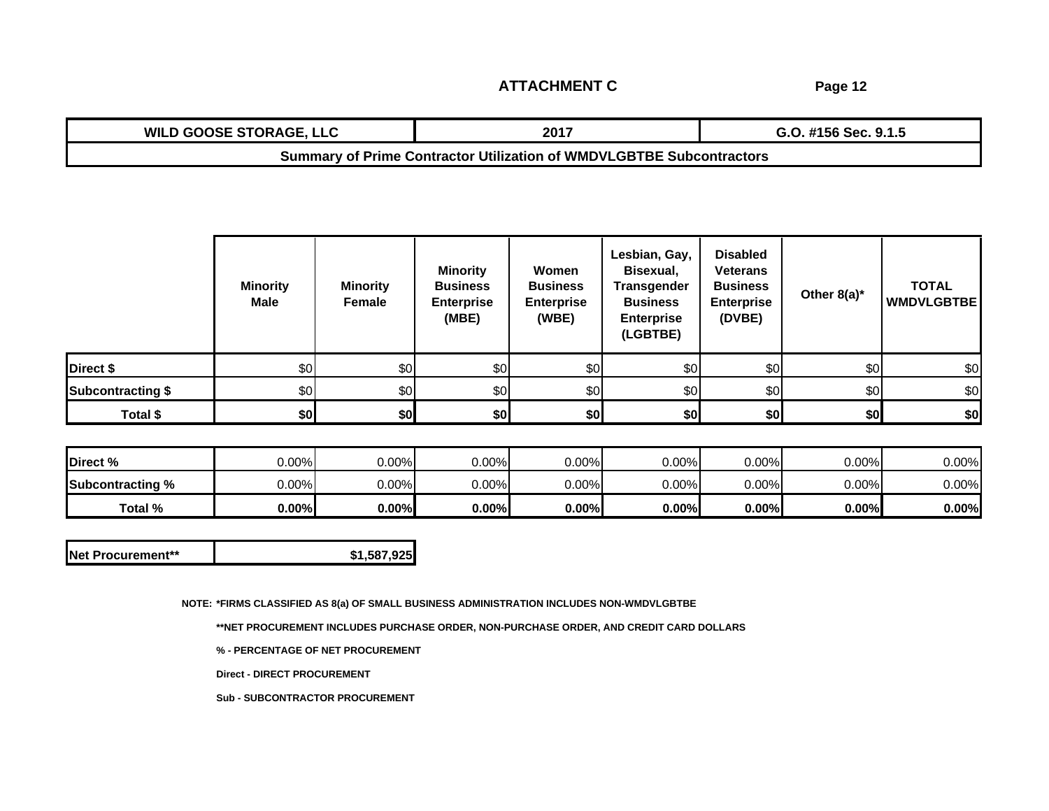## ATTACHMENT C

| WILD GOOSE STORAGE, LLC | 2017 | G.O. #156 Sec. 9.1.5 |
| --- | --- | --- |
| Summary of Prime Contractor Utilization of WMDVLGBTBE Subcontractors | | |

| | Minority Male | Minority Female | Minority Business Enterprise (MBE) | Women Business Enterprise (WBE) | Lesbian, Gay, Bisexual, Transgender Business Enterprise (LGBTBE) | Disabled Veterans Business Enterprise (DVBE) | Other 8(a)* | TOTAL WMDVLGBTBE |
| --- | --- | --- | --- | --- | --- | --- | --- | --- |
| Direct $ | $0 | $0 | $0 | $0 | $0 | $0 | $0 | $0 |
| Subcontracting $ | $0 | $0 | $0 | $0 | $0 | $0 | $0 | $0 |
| **Total $** | **$0** | **$0** | **$0** | **$0** | **$0** | **$0** | **$0** | **$0** |
| Direct % | 0.00% | 0.00% | 0.00% | 0.00% | 0.00% | 0.00% | 0.00% | 0.00% |
| Subcontracting % | 0.00% | 0.00% | 0.00% | 0.00% | 0.00% | 0.00% | 0.00% | 0.00% |
| **Total %** | **0.00%** | **0.00%** | **0.00%** | **0.00%** | **0.00%** | **0.00%** | **0.00%** | **0.00%** |

| Net Procurement** | $1,587,925 |
| --- | --- |

NOTE: *FIRMS CLASSIFIED AS 8(a) OF SMALL BUSINESS ADMINISTRATION INCLUDES NON-WMDVLGBTBE

**NET PROCUREMENT INCLUDES PURCHASE ORDER, NON-PURCHASE ORDER, AND CREDIT CARD DOLLARS

% - PERCENTAGE OF NET PROCUREMENT

Direct - DIRECT PROCUREMENT

Sub - SUBCONTRACTOR PROCUREMENT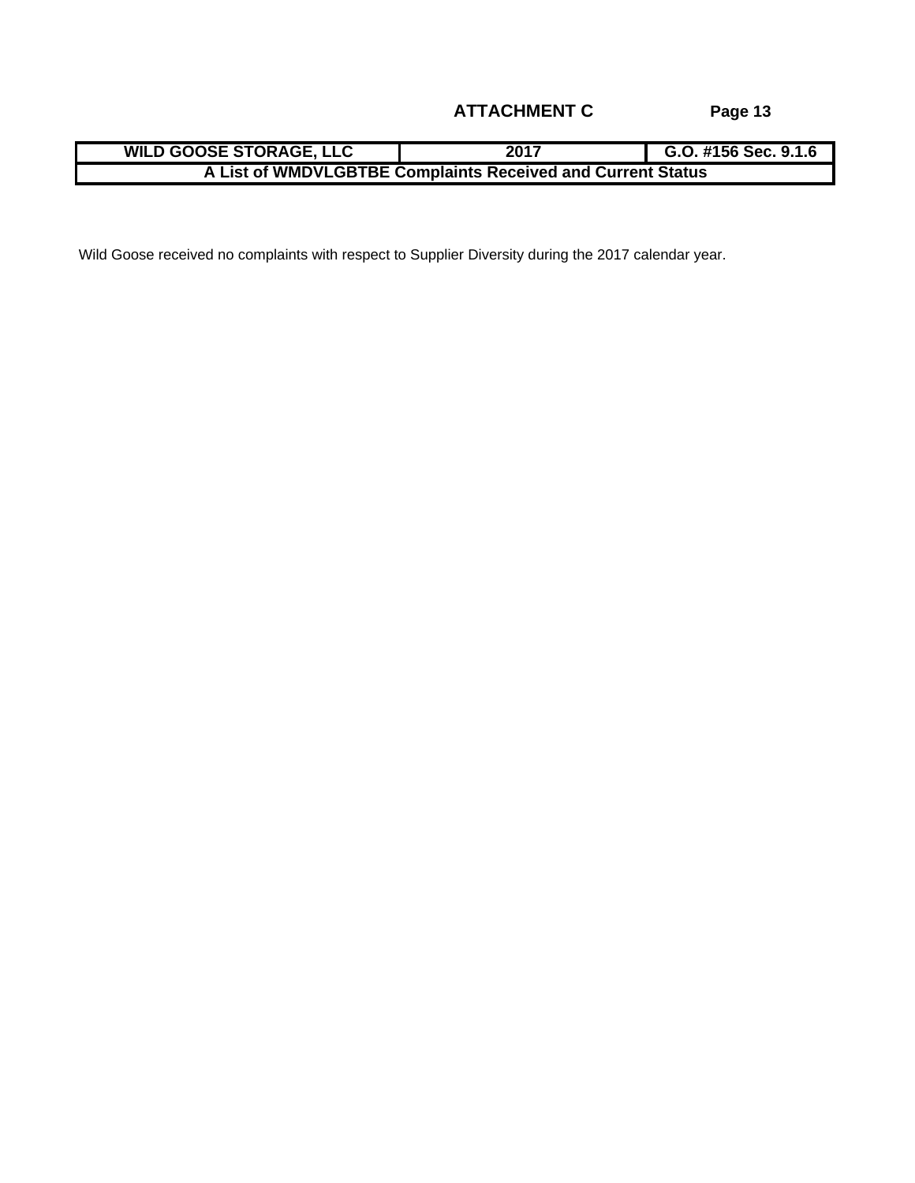## ATTACHMENT C

| WILD GOOSE STORAGE, LLC | 2017 | G.O. #156 Sec. 9.1.6 |
| --- | --- | --- |
| A List of WMDVLGBTBE Complaints Received and Current Status | | |

Wild Goose received no complaints with respect to Supplier Diversity during the 2017 calendar year.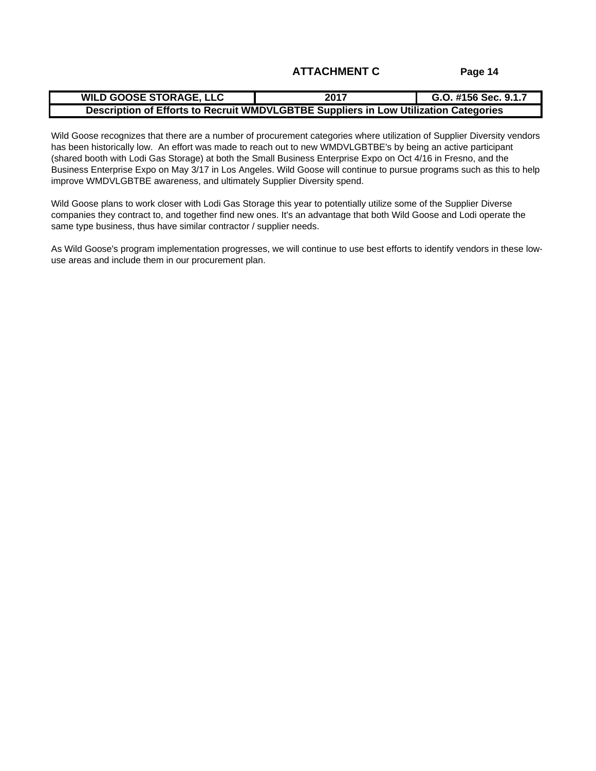**ATTACHMENT C**

| WILD GOOSE STORAGE, LLC | 2017 | G.O. #156 Sec. 9.1.7 |
| --- | --- | --- |
| Description of Efforts to Recruit WMDVLGBTBE Suppliers in Low Utilization Categories | | |

Wild Goose recognizes that there are a number of procurement categories where utilization of Supplier Diversity vendors has been historically low. An effort was made to reach out to new WMDVLGBTBE's by being an active participant (shared booth with Lodi Gas Storage) at both the Small Business Enterprise Expo on Oct 4/16 in Fresno, and the Business Enterprise Expo on May 3/17 in Los Angeles. Wild Goose will continue to pursue programs such as this to help improve WMDVLGBTBE awareness, and ultimately Supplier Diversity spend.

Wild Goose plans to work closer with Lodi Gas Storage this year to potentially utilize some of the Supplier Diverse companies they contract to, and together find new ones. It's an advantage that both Wild Goose and Lodi operate the same type business, thus have similar contractor / supplier needs.

As Wild Goose's program implementation progresses, we will continue to use best efforts to identify vendors in these low-use areas and include them in our procurement plan.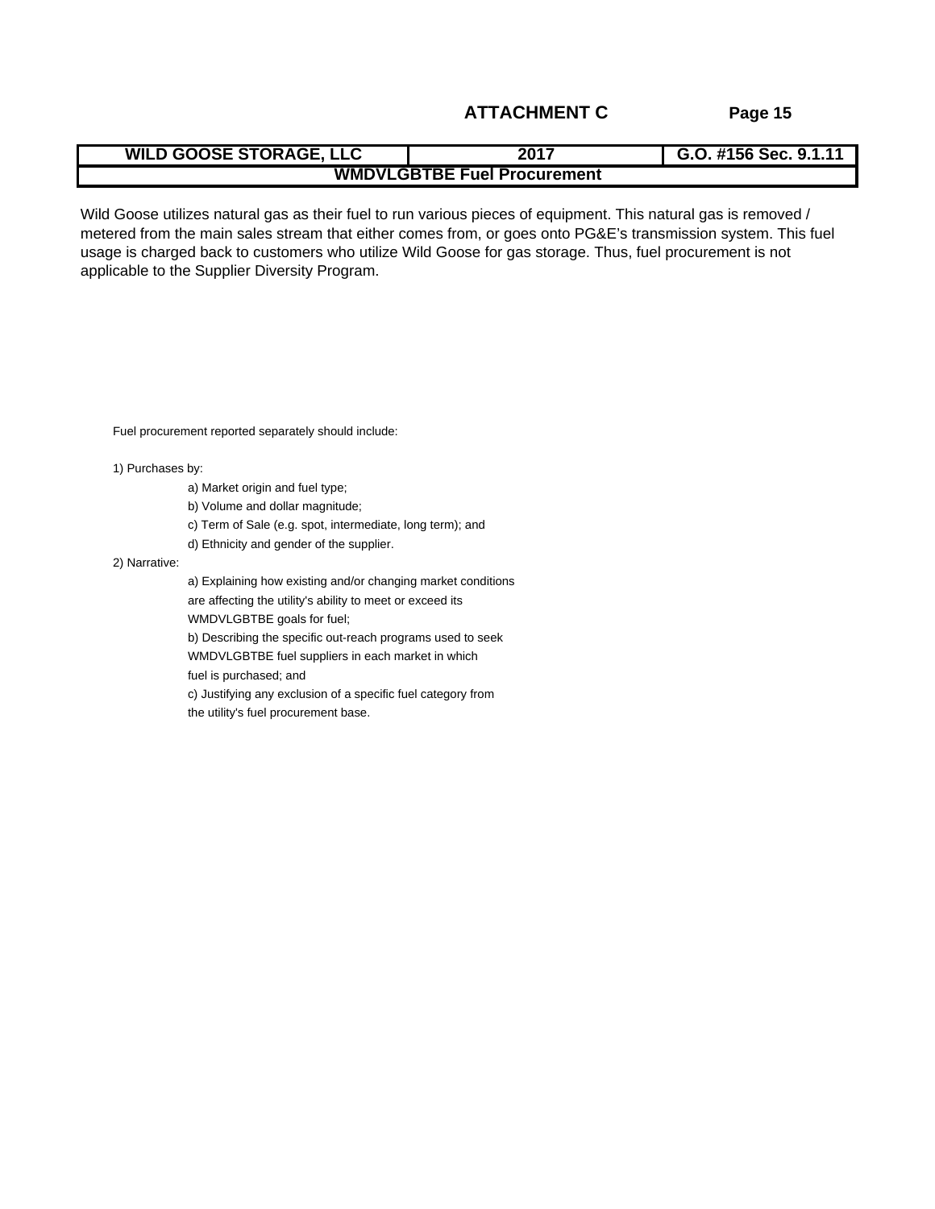## ATTACHMENT C

| WILD GOOSE STORAGE, LLC | 2017 | G.O. #156 Sec. 9.1.11 |
|---|---|---|
| WMDVLGBTBE Fuel Procurement | | |

Wild Goose utilizes natural gas as their fuel to run various pieces of equipment. This natural gas is removed / metered from the main sales stream that either comes from, or goes onto PG&E's transmission system. This fuel usage is charged back to customers who utilize Wild Goose for gas storage. Thus, fuel procurement is not applicable to the Supplier Diversity Program.

Fuel procurement reported separately should include:

1) Purchases by:
   - a) Market origin and fuel type;
   - b) Volume and dollar magnitude;
   - c) Term of Sale (e.g. spot, intermediate, long term); and
   - d) Ethnicity and gender of the supplier.

2) Narrative:
   - a) Explaining how existing and/or changing market conditions are affecting the utility's ability to meet or exceed its WMDVLGBTBE goals for fuel;
   - b) Describing the specific out-reach programs used to seek WMDVLGBTBE fuel suppliers in each market in which fuel is purchased; and
   - c) Justifying any exclusion of a specific fuel category from the utility's fuel procurement base.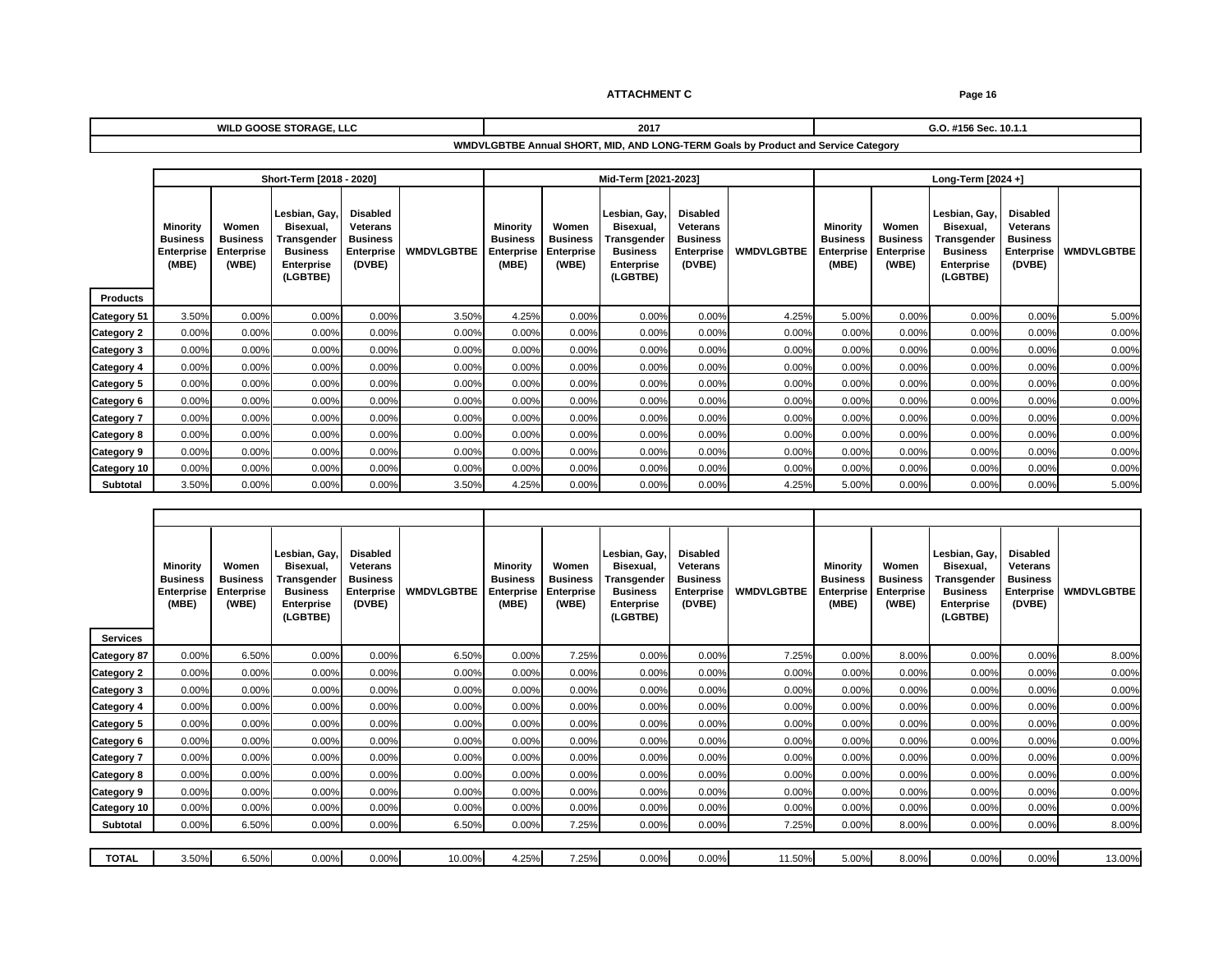**ATTACHMENT C**

| WILD GOOSE STORAGE, LLC | 2017 | G.O. #156 Sec. 10.1.1 |
|---|---|---|

**WMDVLGBTBE Annual SHORT, MID, AND LONG-TERM Goals by Product and Service Category**

| | Short-Term [2018 - 2020] | | | | | Mid-Term [2021-2023] | | | | | Long-Term [2024 +] | | | | |
|---|---|---|---|---|---|---|---|---|---|---|---|---|---|---|---|
| **Products** | Minority Business Enterprise (MBE) | Women Business Enterprise (WBE) | Lesbian, Gay, Bisexual, Transgender Business Enterprise (LGBTBE) | Disabled Veterans Business Enterprise (DVBE) | WMDVLGBTBE | Minority Business Enterprise (MBE) | Women Business Enterprise (WBE) | Lesbian, Gay, Bisexual, Transgender Business Enterprise (LGBTBE) | Disabled Veterans Business Enterprise (DVBE) | WMDVLGBTBE | Minority Business Enterprise (MBE) | Women Business Enterprise (WBE) | Lesbian, Gay, Bisexual, Transgender Business Enterprise (LGBTBE) | Disabled Veterans Business Enterprise (DVBE) | WMDVLGBTBE |
| Category 51 | 3.50% | 0.00% | 0.00% | 0.00% | 3.50% | 4.25% | 0.00% | 0.00% | 0.00% | 4.25% | 5.00% | 0.00% | 0.00% | 0.00% | 5.00% |
| Category 2 | 0.00% | 0.00% | 0.00% | 0.00% | 0.00% | 0.00% | 0.00% | 0.00% | 0.00% | 0.00% | 0.00% | 0.00% | 0.00% | 0.00% | 0.00% |
| Category 3 | 0.00% | 0.00% | 0.00% | 0.00% | 0.00% | 0.00% | 0.00% | 0.00% | 0.00% | 0.00% | 0.00% | 0.00% | 0.00% | 0.00% | 0.00% |
| Category 4 | 0.00% | 0.00% | 0.00% | 0.00% | 0.00% | 0.00% | 0.00% | 0.00% | 0.00% | 0.00% | 0.00% | 0.00% | 0.00% | 0.00% | 0.00% |
| Category 5 | 0.00% | 0.00% | 0.00% | 0.00% | 0.00% | 0.00% | 0.00% | 0.00% | 0.00% | 0.00% | 0.00% | 0.00% | 0.00% | 0.00% | 0.00% |
| Category 6 | 0.00% | 0.00% | 0.00% | 0.00% | 0.00% | 0.00% | 0.00% | 0.00% | 0.00% | 0.00% | 0.00% | 0.00% | 0.00% | 0.00% | 0.00% |
| Category 7 | 0.00% | 0.00% | 0.00% | 0.00% | 0.00% | 0.00% | 0.00% | 0.00% | 0.00% | 0.00% | 0.00% | 0.00% | 0.00% | 0.00% | 0.00% |
| Category 8 | 0.00% | 0.00% | 0.00% | 0.00% | 0.00% | 0.00% | 0.00% | 0.00% | 0.00% | 0.00% | 0.00% | 0.00% | 0.00% | 0.00% | 0.00% |
| Category 9 | 0.00% | 0.00% | 0.00% | 0.00% | 0.00% | 0.00% | 0.00% | 0.00% | 0.00% | 0.00% | 0.00% | 0.00% | 0.00% | 0.00% | 0.00% |
| Category 10 | 0.00% | 0.00% | 0.00% | 0.00% | 0.00% | 0.00% | 0.00% | 0.00% | 0.00% | 0.00% | 0.00% | 0.00% | 0.00% | 0.00% | 0.00% |
| **Subtotal** | 3.50% | 0.00% | 0.00% | 0.00% | 3.50% | 4.25% | 0.00% | 0.00% | 0.00% | 4.25% | 5.00% | 0.00% | 0.00% | 0.00% | 5.00% |

| **Services** | Minority Business Enterprise (MBE) | Women Business Enterprise (WBE) | Lesbian, Gay, Bisexual, Transgender Business Enterprise (LGBTBE) | Disabled Veterans Business Enterprise (DVBE) | WMDVLGBTBE | Minority Business Enterprise (MBE) | Women Business Enterprise (WBE) | Lesbian, Gay, Bisexual, Transgender Business Enterprise (LGBTBE) | Disabled Veterans Business Enterprise (DVBE) | WMDVLGBTBE | Minority Business Enterprise (MBE) | Women Business Enterprise (WBE) | Lesbian, Gay, Bisexual, Transgender Business Enterprise (LGBTBE) | Disabled Veterans Business Enterprise (DVBE) | WMDVLGBTBE |
|---|---|---|---|---|---|---|---|---|---|---|---|---|---|---|---|
| Category 87 | 0.00% | 6.50% | 0.00% | 0.00% | 6.50% | 0.00% | 7.25% | 0.00% | 0.00% | 7.25% | 0.00% | 8.00% | 0.00% | 0.00% | 8.00% |
| Category 2 | 0.00% | 0.00% | 0.00% | 0.00% | 0.00% | 0.00% | 0.00% | 0.00% | 0.00% | 0.00% | 0.00% | 0.00% | 0.00% | 0.00% | 0.00% |
| Category 3 | 0.00% | 0.00% | 0.00% | 0.00% | 0.00% | 0.00% | 0.00% | 0.00% | 0.00% | 0.00% | 0.00% | 0.00% | 0.00% | 0.00% | 0.00% |
| Category 4 | 0.00% | 0.00% | 0.00% | 0.00% | 0.00% | 0.00% | 0.00% | 0.00% | 0.00% | 0.00% | 0.00% | 0.00% | 0.00% | 0.00% | 0.00% |
| Category 5 | 0.00% | 0.00% | 0.00% | 0.00% | 0.00% | 0.00% | 0.00% | 0.00% | 0.00% | 0.00% | 0.00% | 0.00% | 0.00% | 0.00% | 0.00% |
| Category 6 | 0.00% | 0.00% | 0.00% | 0.00% | 0.00% | 0.00% | 0.00% | 0.00% | 0.00% | 0.00% | 0.00% | 0.00% | 0.00% | 0.00% | 0.00% |
| Category 7 | 0.00% | 0.00% | 0.00% | 0.00% | 0.00% | 0.00% | 0.00% | 0.00% | 0.00% | 0.00% | 0.00% | 0.00% | 0.00% | 0.00% | 0.00% |
| Category 8 | 0.00% | 0.00% | 0.00% | 0.00% | 0.00% | 0.00% | 0.00% | 0.00% | 0.00% | 0.00% | 0.00% | 0.00% | 0.00% | 0.00% | 0.00% |
| Category 9 | 0.00% | 0.00% | 0.00% | 0.00% | 0.00% | 0.00% | 0.00% | 0.00% | 0.00% | 0.00% | 0.00% | 0.00% | 0.00% | 0.00% | 0.00% |
| Category 10 | 0.00% | 0.00% | 0.00% | 0.00% | 0.00% | 0.00% | 0.00% | 0.00% | 0.00% | 0.00% | 0.00% | 0.00% | 0.00% | 0.00% | 0.00% |
| **Subtotal** | 0.00% | 6.50% | 0.00% | 0.00% | 6.50% | 0.00% | 7.25% | 0.00% | 0.00% | 7.25% | 0.00% | 8.00% | 0.00% | 0.00% | 8.00% |
| **TOTAL** | 3.50% | 6.50% | 0.00% | 0.00% | 10.00% | 4.25% | 7.25% | 0.00% | 0.00% | 11.50% | 5.00% | 8.00% | 0.00% | 0.00% | 13.00% |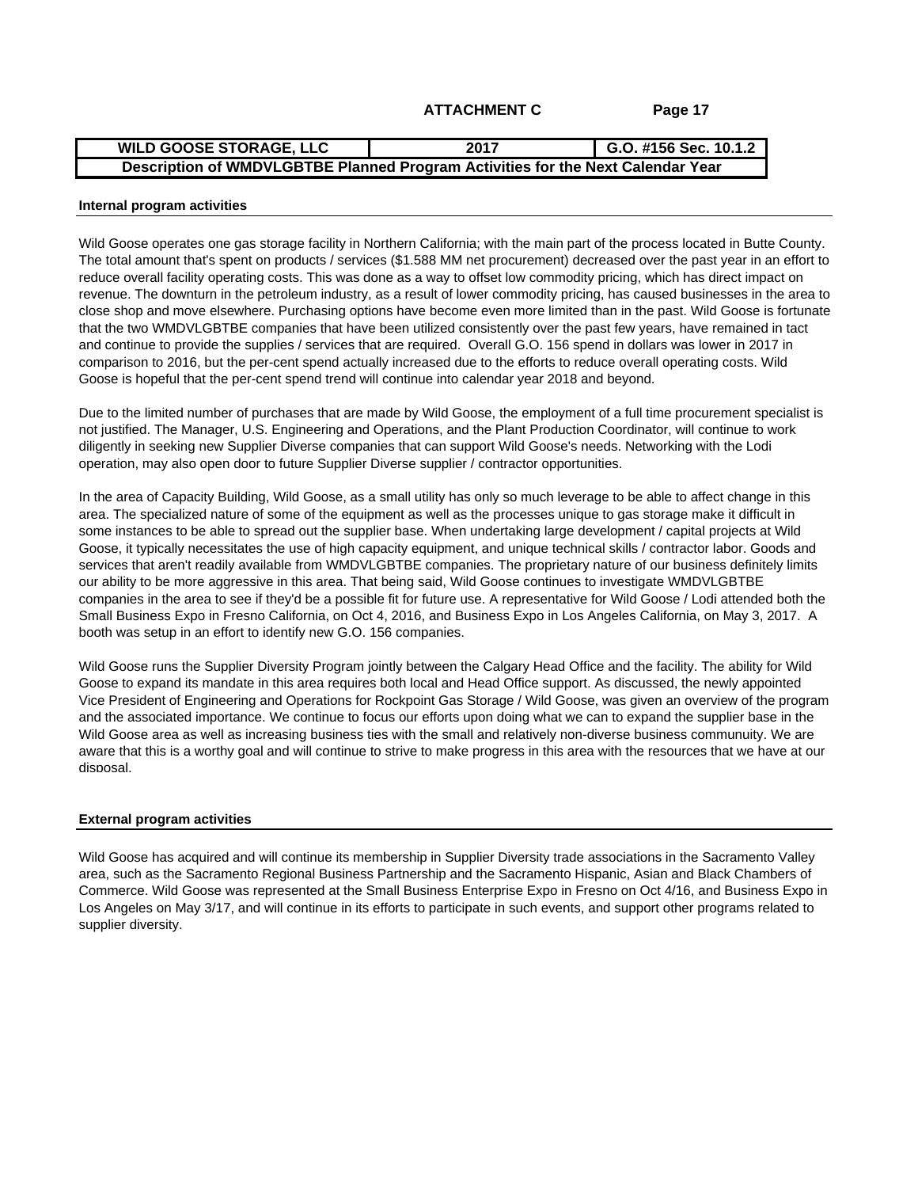**ATTACHMENT C**

| WILD GOOSE STORAGE, LLC | 2017 | G.O. #156 Sec. 10.1.2 |
|---|---|---|
| Description of WMDVLGBTBE Planned Program Activities for the Next Calendar Year | | |

**Internal program activities**

Wild Goose operates one gas storage facility in Northern California; with the main part of the process located in Butte County. The total amount that's spent on products / services ($1.588 MM net procurement) decreased over the past year in an effort to reduce overall facility operating costs. This was done as a way to offset low commodity pricing, which has direct impact on revenue. The downturn in the petroleum industry, as a result of lower commodity pricing, has caused businesses in the area to close shop and move elsewhere. Purchasing options have become even more limited than in the past. Wild Goose is fortunate that the two WMDVLGBTBE companies that have been utilized consistently over the past few years, have remained in tact and continue to provide the supplies / services that are required. Overall G.O. 156 spend in dollars was lower in 2017 in comparison to 2016, but the per-cent spend actually increased due to the efforts to reduce overall operating costs. Wild Goose is hopeful that the per-cent spend trend will continue into calendar year 2018 and beyond.

Due to the limited number of purchases that are made by Wild Goose, the employment of a full time procurement specialist is not justified. The Manager, U.S. Engineering and Operations, and the Plant Production Coordinator, will continue to work diligently in seeking new Supplier Diverse companies that can support Wild Goose's needs. Networking with the Lodi operation, may also open door to future Supplier Diverse supplier / contractor opportunities.

In the area of Capacity Building, Wild Goose, as a small utility has only so much leverage to be able to affect change in this area. The specialized nature of some of the equipment as well as the processes unique to gas storage make it difficult in some instances to be able to spread out the supplier base. When undertaking large development / capital projects at Wild Goose, it typically necessitates the use of high capacity equipment, and unique technical skills / contractor labor. Goods and services that aren't readily available from WMDVLGBTBE companies. The proprietary nature of our business definitely limits our ability to be more aggressive in this area. That being said, Wild Goose continues to investigate WMDVLGBTBE companies in the area to see if they'd be a possible fit for future use. A representative for Wild Goose / Lodi attended both the Small Business Expo in Fresno California, on Oct 4, 2016, and Business Expo in Los Angeles California, on May 3, 2017. A booth was setup in an effort to identify new G.O. 156 companies.

Wild Goose runs the Supplier Diversity Program jointly between the Calgary Head Office and the facility. The ability for Wild Goose to expand its mandate in this area requires both local and Head Office support. As discussed, the newly appointed Vice President of Engineering and Operations for Rockpoint Gas Storage / Wild Goose, was given an overview of the program and the associated importance. We continue to focus our efforts upon doing what we can to expand the supplier base in the Wild Goose area as well as increasing business ties with the small and relatively non-diverse business communuity. We are aware that this is a worthy goal and will continue to strive to make progress in this area with the resources that we have at our disposal.

**External program activities**

Wild Goose has acquired and will continue its membership in Supplier Diversity trade associations in the Sacramento Valley area, such as the Sacramento Regional Business Partnership and the Sacramento Hispanic, Asian and Black Chambers of Commerce. Wild Goose was represented at the Small Business Enterprise Expo in Fresno on Oct 4/16, and Business Expo in Los Angeles on May 3/17, and will continue in its efforts to participate in such events, and support other programs related to supplier diversity.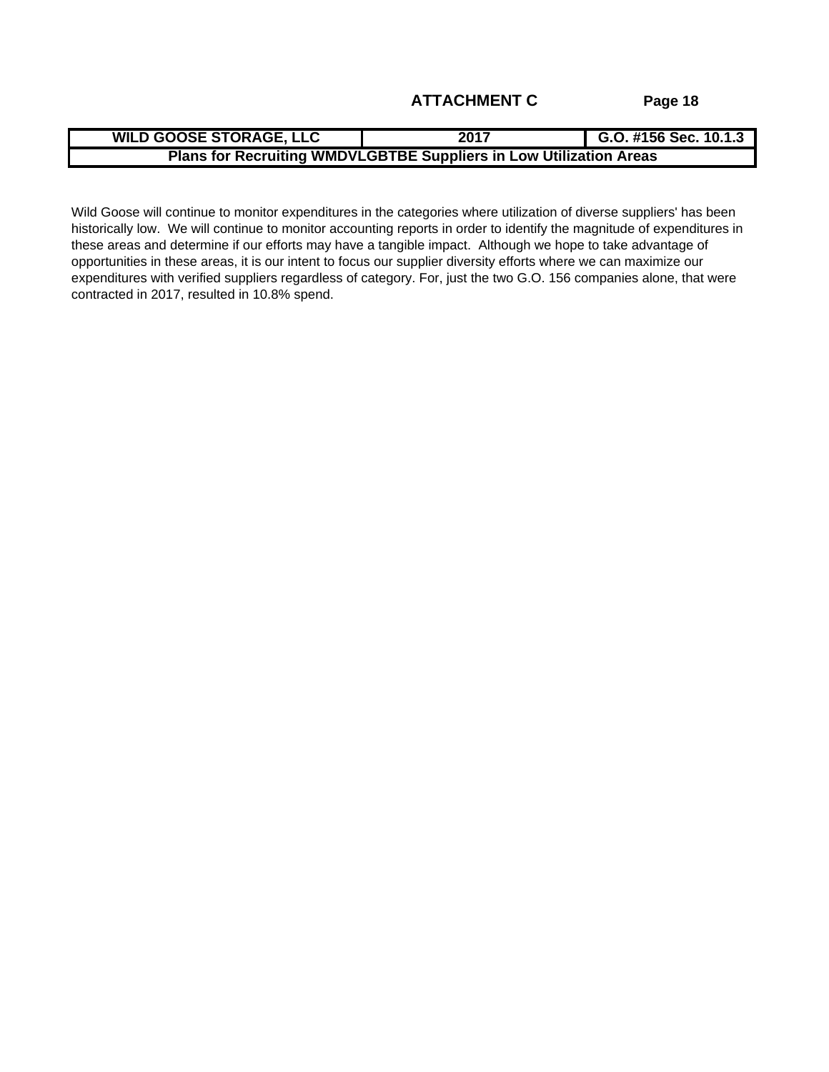**ATTACHMENT C**

| WILD GOOSE STORAGE, LLC | 2017 | G.O. #156 Sec. 10.1.3 |
| --- | --- | --- |
| Plans for Recruiting WMDVLGBTBE Suppliers in Low Utilization Areas | | |

Wild Goose will continue to monitor expenditures in the categories where utilization of diverse suppliers' has been historically low. We will continue to monitor accounting reports in order to identify the magnitude of expenditures in these areas and determine if our efforts may have a tangible impact. Although we hope to take advantage of opportunities in these areas, it is our intent to focus our supplier diversity efforts where we can maximize our expenditures with verified suppliers regardless of category. For, just the two G.O. 156 companies alone, that were contracted in 2017, resulted in 10.8% spend.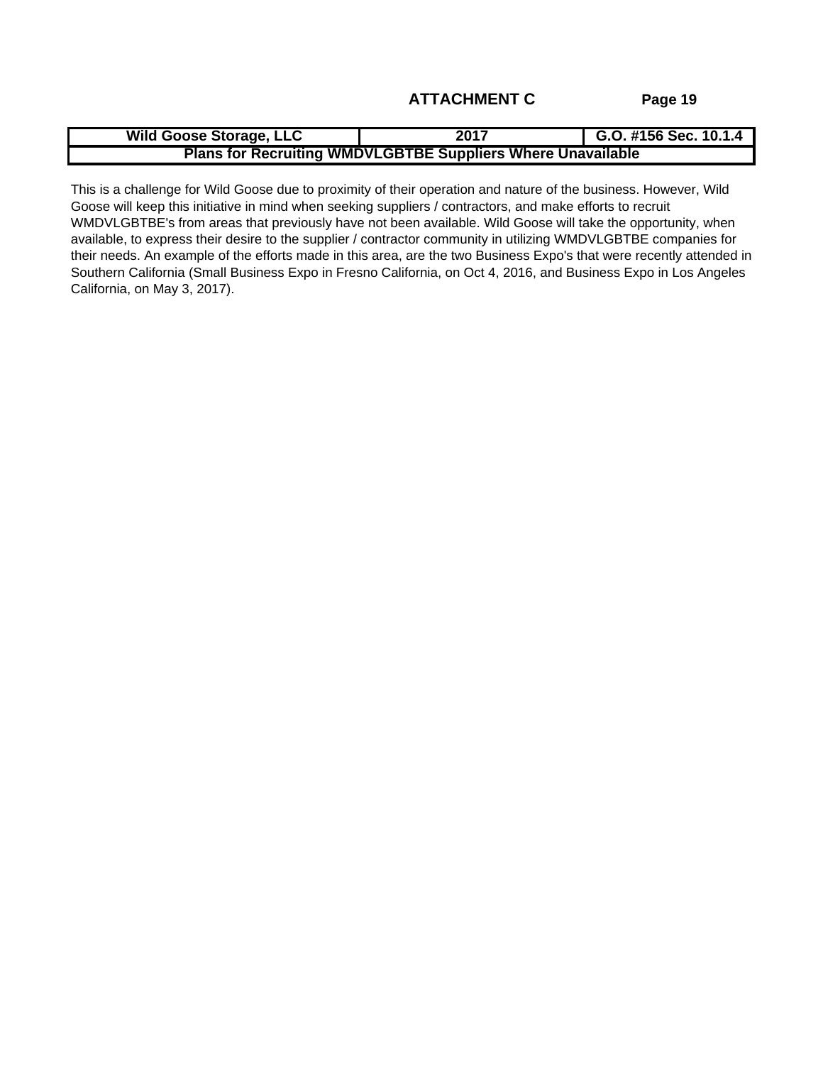## ATTACHMENT C

| Wild Goose Storage, LLC | 2017 | G.O. #156 Sec. 10.1.4 |
|---|---|---|
| Plans for Recruiting WMDVLGBTBE Suppliers Where Unavailable | | |

This is a challenge for Wild Goose due to proximity of their operation and nature of the business. However, Wild Goose will keep this initiative in mind when seeking suppliers / contractors, and make efforts to recruit WMDVLGBTBE's from areas that previously have not been available. Wild Goose will take the opportunity, when available, to express their desire to the supplier / contractor community in utilizing WMDVLGBTBE companies for their needs. An example of the efforts made in this area, are the two Business Expo's that were recently attended in Southern California (Small Business Expo in Fresno California, on Oct 4, 2016, and Business Expo in Los Angeles California, on May 3, 2017).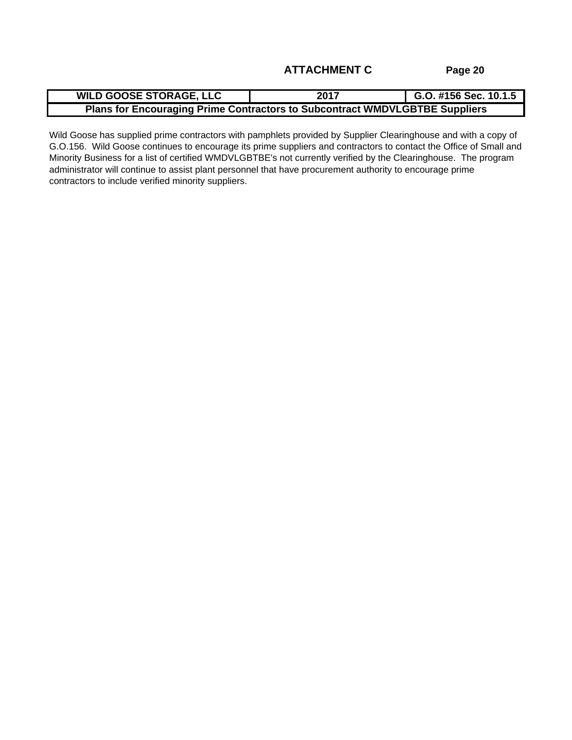**ATTACHMENT C**

| WILD GOOSE STORAGE, LLC | 2017 | G.O. #156 Sec. 10.1.5 |
| --- | --- | --- |
| Plans for Encouraging Prime Contractors to Subcontract WMDVLGBTBE Suppliers | | |

Wild Goose has supplied prime contractors with pamphlets provided by Supplier Clearinghouse and with a copy of G.O.156. Wild Goose continues to encourage its prime suppliers and contractors to contact the Office of Small and Minority Business for a list of certified WMDVLGBTBE's not currently verified by the Clearinghouse. The program administrator will continue to assist plant personnel that have procurement authority to encourage prime contractors to include verified minority suppliers.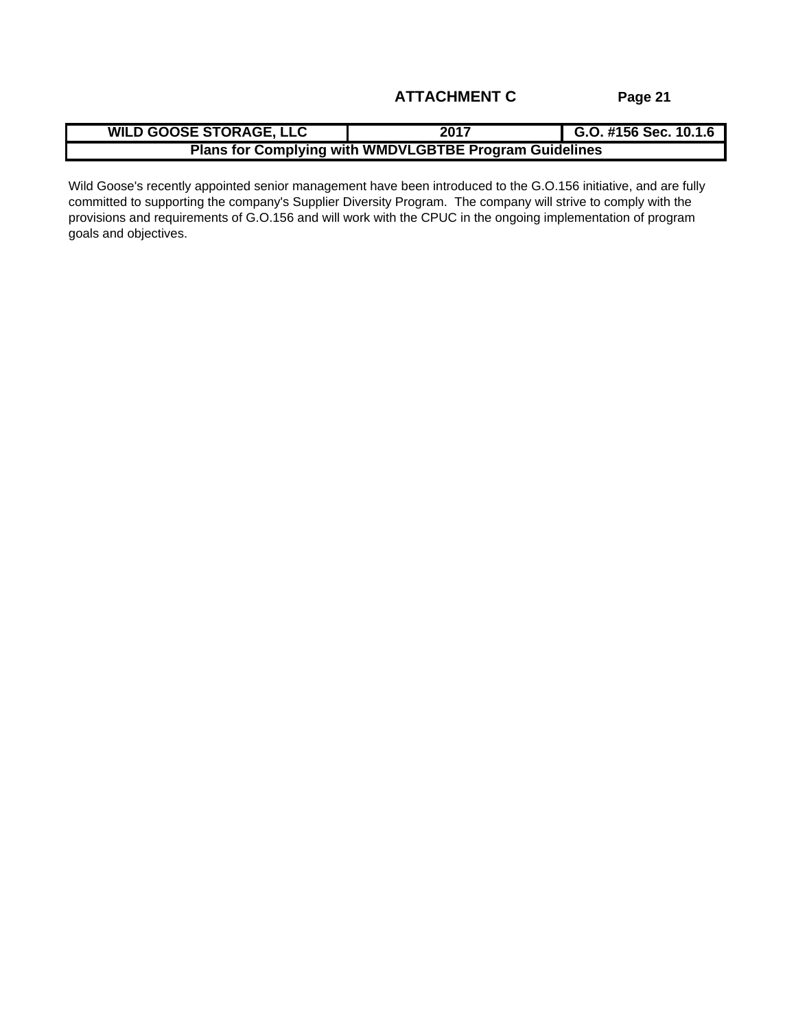**ATTACHMENT C**

| WILD GOOSE STORAGE, LLC | 2017 | G.O. #156 Sec. 10.1.6 |
| --- | --- | --- |
| Plans for Complying with WMDVLGBTBE Program Guidelines | | |

Wild Goose's recently appointed senior management have been introduced to the G.O.156 initiative, and are fully committed to supporting the company's Supplier Diversity Program. The company will strive to comply with the provisions and requirements of G.O.156 and will work with the CPUC in the ongoing implementation of program goals and objectives.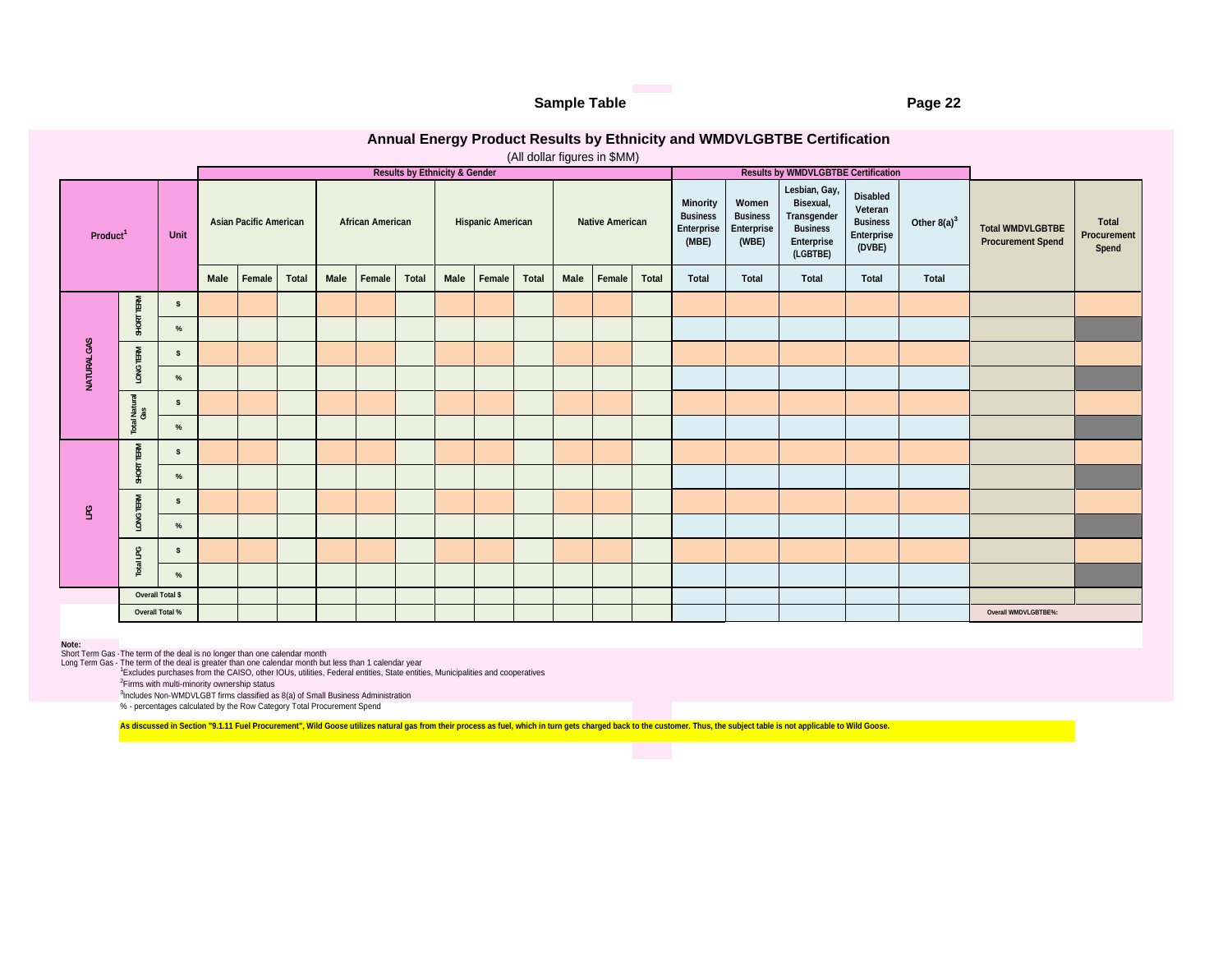**Sample Table**

## Annual Energy Product Results by Ethnicity and WMDVLGBTBE Certification

(All dollar figures in $MM)

| Product[1] | | Unit | Results by Ethnicity & Gender | | | | | | | | | | | | Results by WMDVLGBTBE Certification | | | | | | |
|---|---|---|---|---|---|---|---|---|---|---|---|---|---|---|---|---|---|---|---|---|---|
| | | | Asian Pacific American | | | African American | | | Hispanic American | | | Native American | | | Minority Business Enterprise (MBE) | Women Business Enterprise (WBE) | Lesbian, Gay, Bisexual, Transgender Business Enterprise (LGBTBE) | Disabled Veteran Business Enterprise (DVBE) | Other 8(a)[3] | Total WMDVLGBTBE Procurement Spend | Total Procurement Spend |
| | | | Male | Female | Total | Male | Female | Total | Male | Female | Total | Male | Female | Total | Total | Total | Total | Total | Total | | |
| NATURAL GAS | SHORT TERM | $ | | | | | | | | | | | | | | | | | | | |
| | | % | | | | | | | | | | | | | | | | | | | |
| | LONG TERM | $ | | | | | | | | | | | | | | | | | | | |
| | | % | | | | | | | | | | | | | | | | | | | |
| | Total Natural Gas | $ | | | | | | | | | | | | | | | | | | | |
| | | % | | | | | | | | | | | | | | | | | | | |
| LPG | SHORT TERM | $ | | | | | | | | | | | | | | | | | | | |
| | | % | | | | | | | | | | | | | | | | | | | |
| | LONG TERM | $ | | | | | | | | | | | | | | | | | | | |
| | | % | | | | | | | | | | | | | | | | | | | |
| | Total LPG | $ | | | | | | | | | | | | | | | | | | | |
| | | % | | | | | | | | | | | | | | | | | | | |
| Overall Total $ | | | | | | | | | | | | | | | | | | | | | |
| Overall Total % | | | | | | | | | | | | | | | | | | | | Overall WMDVLGBTBE%: | |

**Note:**
Short Term Gas - The term of the deal is no longer than one calendar month
Long Term Gas - The term of the deal is greater than one calendar month but less than 1 calendar year
[1]Excludes purchases from the CAISO, other IOUs, utilities, Federal entities, State entities, Municipalities and cooperatives
[2]Firms with multi-minority ownership status
[3]Includes Non-WMDVLGBT firms classified as 8(a) of Small Business Administration
% - percentages calculated by the Row Category Total Procurement Spend

**As discussed in Section "9.1.11 Fuel Procurement", Wild Goose utilizes natural gas from their process as fuel, which in turn gets charged back to the customer. Thus, the subject table is not applicable to Wild Goose.**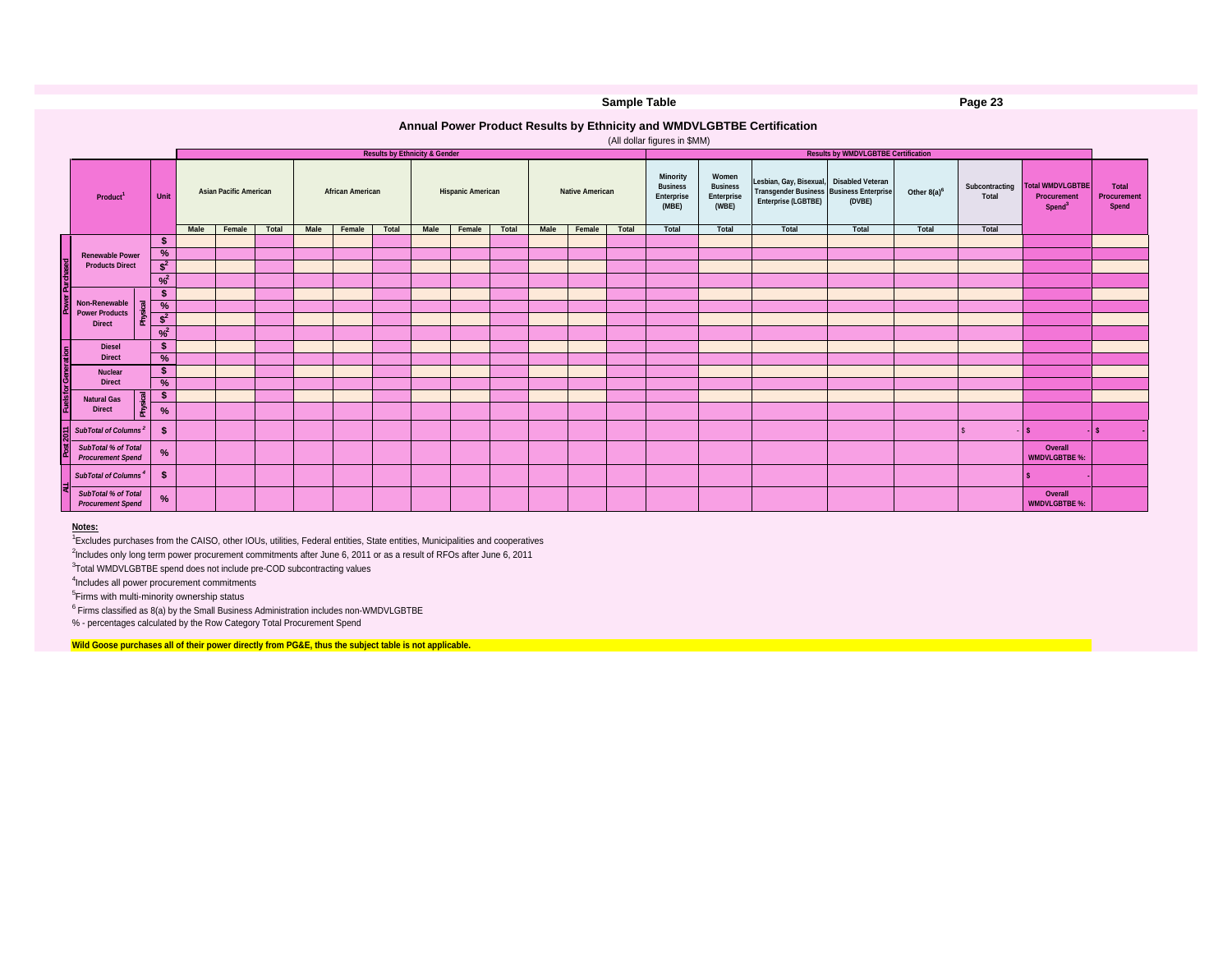**Sample Table**

## Annual Power Product Results by Ethnicity and WMDVLGBTBE Certification

(All dollar figures in $MM)

| | Product[1] | | Unit | Results by Ethnicity & Gender | | | | | | | | | | | | Results by WMDVLGBTBE Certification | | | | | | | |
|---|---|---|---|---|---|---|---|---|---|---|---|---|---|---|---|---|---|---|---|---|---|---|---|
| | | | | Asian Pacific American | | | African American | | | Hispanic American | | | Native American | | | Minority Business Enterprise (MBE) | Women Business Enterprise (WBE) | Lesbian, Gay, Bisexual, Transgender Business Enterprise (LGBTBE) | Disabled Veteran Business Enterprise (DVBE) | Other 8(a)[6] | Subcontracting Total | Total WMDVLGBTBE Procurement Spend[3] | Total Procurement Spend |
| | | | | Male | Female | Total | Male | Female | Total | Male | Female | Total | Male | Female | Total | Total | Total | Total | Total | Total | Total | | |
| Power Purchased | Renewable Power Products Direct | | $ | | | | | | | | | | | | | | | | | | | | |
| | | | % | | | | | | | | | | | | | | | | | | | | |
| | | | $[2] | | | | | | | | | | | | | | | | | | | | |
| | | | %[2] | | | | | | | | | | | | | | | | | | | | |
| | Non-Renewable Power Products Direct | Physical | $ | | | | | | | | | | | | | | | | | | | | |
| | | | % | | | | | | | | | | | | | | | | | | | | |
| | | | $[2] | | | | | | | | | | | | | | | | | | | | |
| | | | %[2] | | | | | | | | | | | | | | | | | | | | |
| Fuels for Generation | Diesel Direct | | $ | | | | | | | | | | | | | | | | | | | | |
| | | | % | | | | | | | | | | | | | | | | | | | | |
| | Nuclear Direct | | $ | | | | | | | | | | | | | | | | | | | | |
| | | | % | | | | | | | | | | | | | | | | | | | | |
| | Natural Gas Direct | Physical | $ | | | | | | | | | | | | | | | | | | | | |
| | | | % | | | | | | | | | | | | | | | | | | | | |
| Post 2011 | *SubTotal of Columns [2]* | | $ | | | | | | | | | | | | | | | | | | $ - | $ - | $ - |
| | *SubTotal % of Total Procurement Spend* | | % | | | | | | | | | | | | | | | | | | | Overall WMDVLGBTBE %: | |
| ALL | *SubTotal of Columns [4]* | | $ | | | | | | | | | | | | | | | | | | | $ - | |
| | *SubTotal % of Total Procurement Spend* | | % | | | | | | | | | | | | | | | | | | | Overall WMDVLGBTBE %: | |

**Notes:**

[1]Excludes purchases from the CAISO, other IOUs, utilities, Federal entities, State entities, Municipalities and cooperatives

[2]Includes only long term power procurement commitments after June 6, 2011 or as a result of RFOs after June 6, 2011

[3]Total WMDVLGBTBE spend does not include pre-COD subcontracting values

[4]Includes all power procurement commitments

[5]Firms with multi-minority ownership status

[6] Firms classified as 8(a) by the Small Business Administration includes non-WMDVLGBTBE

% - percentages calculated by the Row Category Total Procurement Spend

**Wild Goose purchases all of their power directly from PG&E, thus the subject table is not applicable.**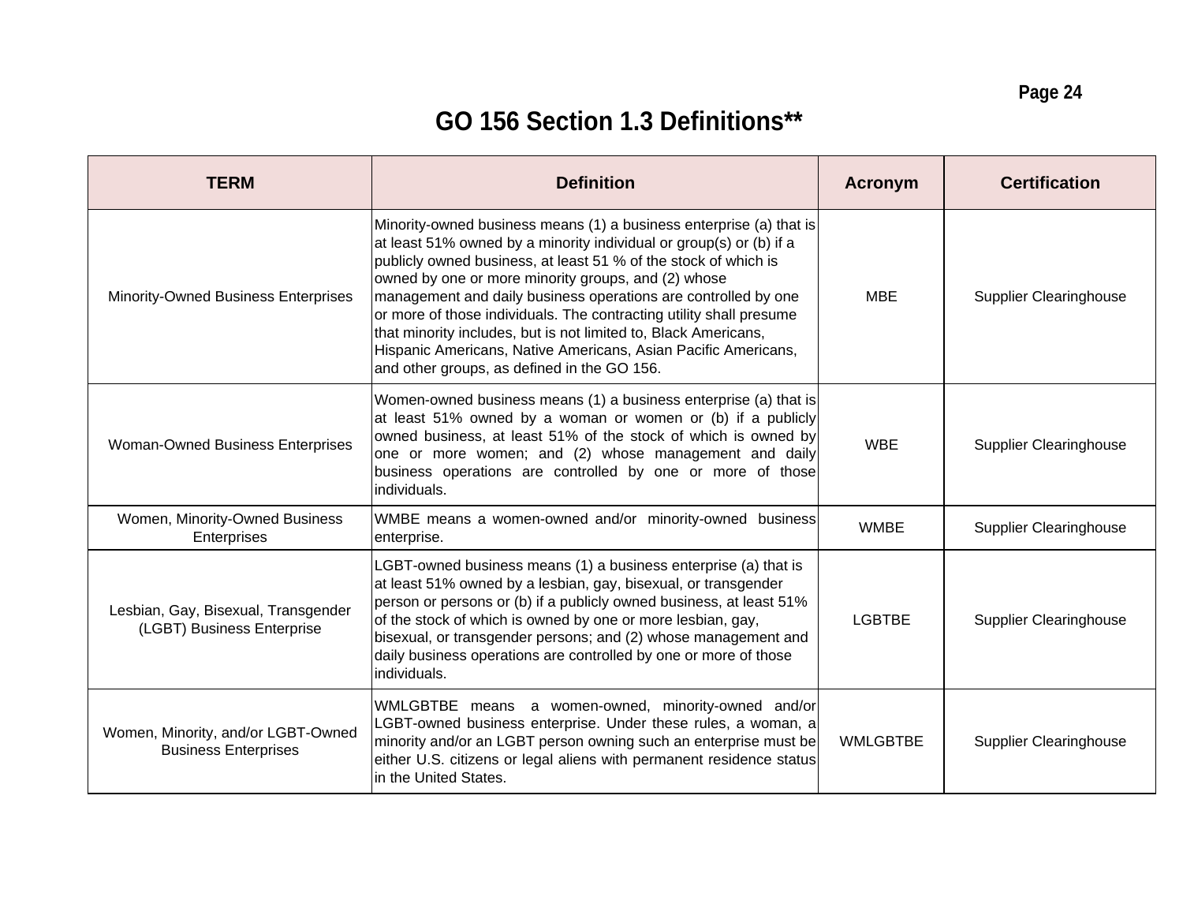# GO 156 Section 1.3 Definitions**

| TERM | Definition | Acronym | Certification |
|---|---|---|---|
| Minority-Owned Business Enterprises | Minority-owned business means (1) a business enterprise (a) that is at least 51% owned by a minority individual or group(s) or (b) if a publicly owned business, at least 51 % of the stock of which is owned by one or more minority groups, and (2) whose management and daily business operations are controlled by one or more of those individuals. The contracting utility shall presume that minority includes, but is not limited to, Black Americans, Hispanic Americans, Native Americans, Asian Pacific Americans, and other groups, as defined in the GO 156. | MBE | Supplier Clearinghouse |
| Woman-Owned Business Enterprises | Women-owned business means (1) a business enterprise (a) that is at least 51% owned by a woman or women or (b) if a publicly owned business, at least 51% of the stock of which is owned by one or more women; and (2) whose management and daily business operations are controlled by one or more of those individuals. | WBE | Supplier Clearinghouse |
| Women, Minority-Owned Business Enterprises | WMBE means a women-owned and/or minority-owned business enterprise. | WMBE | Supplier Clearinghouse |
| Lesbian, Gay, Bisexual, Transgender (LGBT) Business Enterprise | LGBT-owned business means (1) a business enterprise (a) that is at least 51% owned by a lesbian, gay, bisexual, or transgender person or persons or (b) if a publicly owned business, at least 51% of the stock of which is owned by one or more lesbian, gay, bisexual, or transgender persons; and (2) whose management and daily business operations are controlled by one or more of those individuals. | LGBTBE | Supplier Clearinghouse |
| Women, Minority, and/or LGBT-Owned Business Enterprises | WMLGBTBE means a women-owned, minority-owned and/or LGBT-owned business enterprise. Under these rules, a woman, a minority and/or an LGBT person owning such an enterprise must be either U.S. citizens or legal aliens with permanent residence status in the United States. | WMLGBTBE | Supplier Clearinghouse |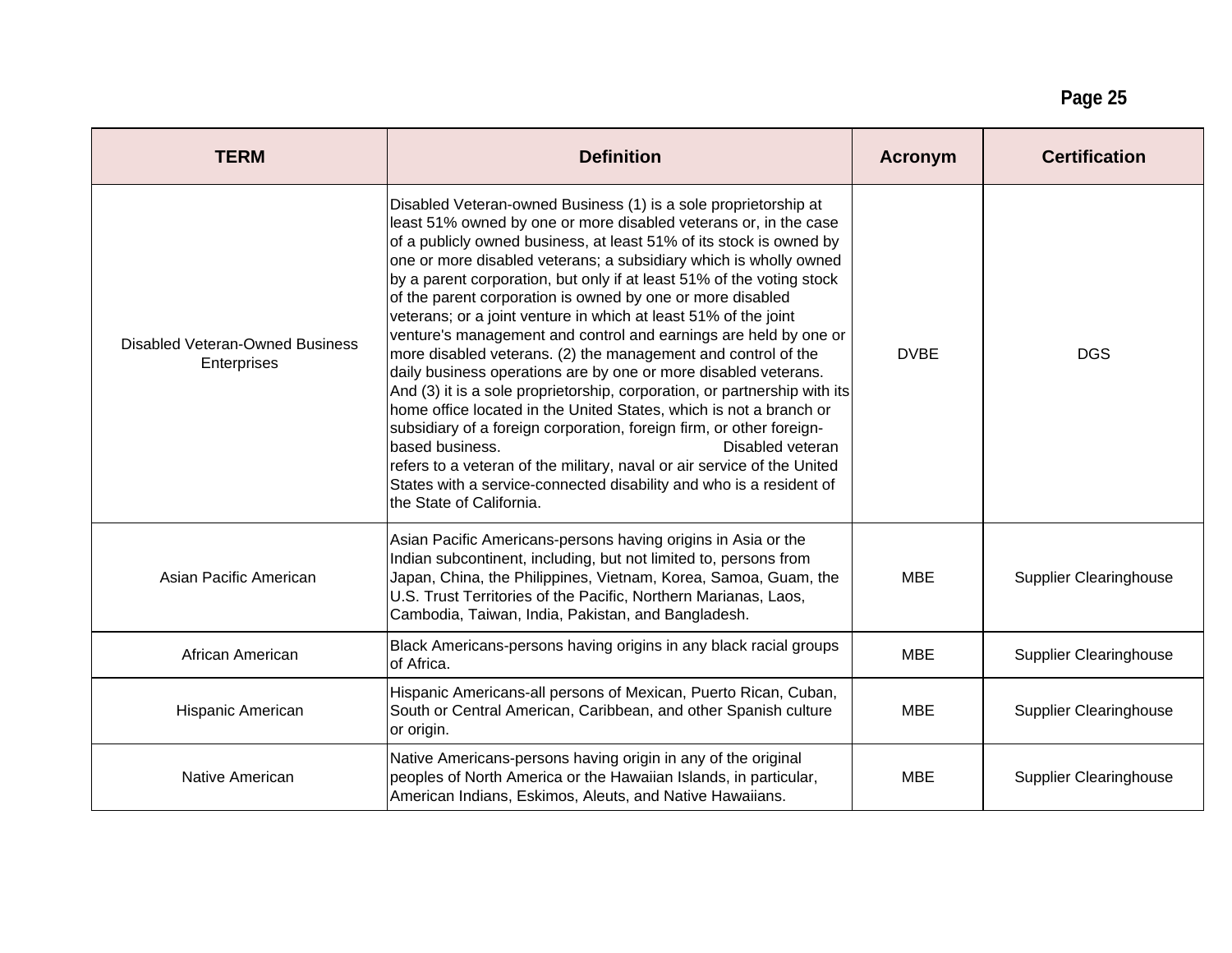| TERM | Definition | Acronym | Certification |
| --- | --- | --- | --- |
| Disabled Veteran-Owned Business Enterprises | Disabled Veteran-owned Business (1) is a sole proprietorship at least 51% owned by one or more disabled veterans or, in the case of a publicly owned business, at least 51% of its stock is owned by one or more disabled veterans; a subsidiary which is wholly owned by a parent corporation, but only if at least 51% of the voting stock of the parent corporation is owned by one or more disabled veterans; or a joint venture in which at least 51% of the joint venture's management and control and earnings are held by one or more disabled veterans. (2) the management and control of the daily business operations are by one or more disabled veterans. And (3) it is a sole proprietorship, corporation, or partnership with its home office located in the United States, which is not a branch or subsidiary of a foreign corporation, foreign firm, or other foreign-based business. Disabled veteran refers to a veteran of the military, naval or air service of the United States with a service-connected disability and who is a resident of the State of California. | DVBE | DGS |
| Asian Pacific American | Asian Pacific Americans-persons having origins in Asia or the Indian subcontinent, including, but not limited to, persons from Japan, China, the Philippines, Vietnam, Korea, Samoa, Guam, the U.S. Trust Territories of the Pacific, Northern Marianas, Laos, Cambodia, Taiwan, India, Pakistan, and Bangladesh. | MBE | Supplier Clearinghouse |
| African American | Black Americans-persons having origins in any black racial groups of Africa. | MBE | Supplier Clearinghouse |
| Hispanic American | Hispanic Americans-all persons of Mexican, Puerto Rican, Cuban, South or Central American, Caribbean, and other Spanish culture or origin. | MBE | Supplier Clearinghouse |
| Native American | Native Americans-persons having origin in any of the original peoples of North America or the Hawaiian Islands, in particular, American Indians, Eskimos, Aleuts, and Native Hawaiians. | MBE | Supplier Clearinghouse |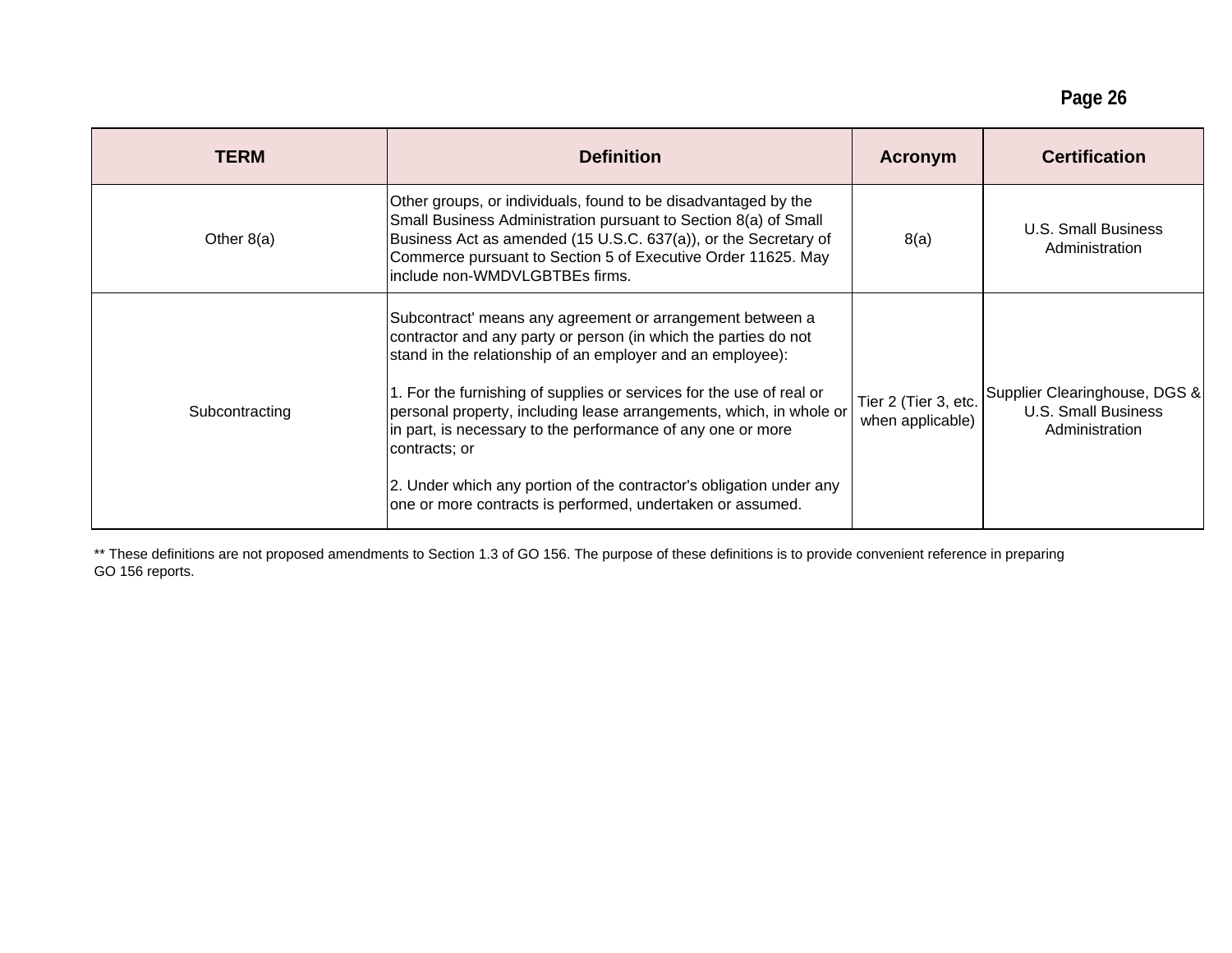| TERM | Definition | Acronym | Certification |
|---|---|---|---|
| Other 8(a) | Other groups, or individuals, found to be disadvantaged by the Small Business Administration pursuant to Section 8(a) of Small Business Act as amended (15 U.S.C. 637(a)), or the Secretary of Commerce pursuant to Section 5 of Executive Order 11625. May include non-WMDVLGBTBEs firms. | 8(a) | U.S. Small Business Administration |
| Subcontracting | Subcontract' means any agreement or arrangement between a contractor and any party or person (in which the parties do not stand in the relationship of an employer and an employee):<br><br>1. For the furnishing of supplies or services for the use of real or personal property, including lease arrangements, which, in whole or in part, is necessary to the performance of any one or more contracts; or<br><br>2. Under which any portion of the contractor's obligation under any one or more contracts is performed, undertaken or assumed. | Tier 2 (Tier 3, etc. when applicable) | Supplier Clearinghouse, DGS & U.S. Small Business Administration |

** These definitions are not proposed amendments to Section 1.3 of GO 156. The purpose of these definitions is to provide convenient reference in preparing GO 156 reports.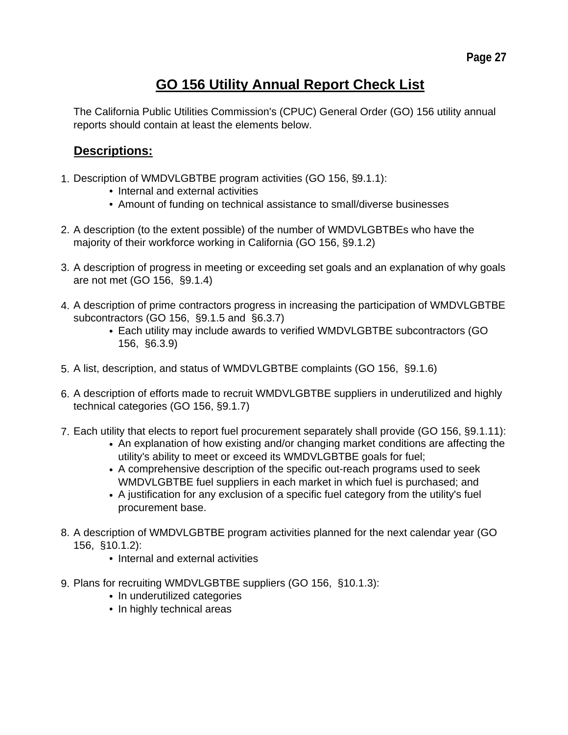# GO 156 Utility Annual Report Check List

The California Public Utilities Commission's (CPUC) General Order (GO) 156 utility annual reports should contain at least the elements below.

## Descriptions:

1. Description of WMDVLGBTBE program activities (GO 156, §9.1.1):
   - Internal and external activities
   - Amount of funding on technical assistance to small/diverse businesses

2. A description (to the extent possible) of the number of WMDVLGBTBEs who have the majority of their workforce working in California (GO 156, §9.1.2)

3. A description of progress in meeting or exceeding set goals and an explanation of why goals are not met (GO 156, §9.1.4)

4. A description of prime contractors progress in increasing the participation of WMDVLGBTBE subcontractors (GO 156, §9.1.5 and §6.3.7)
   - Each utility may include awards to verified WMDVLGBTBE subcontractors (GO 156, §6.3.9)

5. A list, description, and status of WMDVLGBTBE complaints (GO 156, §9.1.6)

6. A description of efforts made to recruit WMDVLGBTBE suppliers in underutilized and highly technical categories (GO 156, §9.1.7)

7. Each utility that elects to report fuel procurement separately shall provide (GO 156, §9.1.11):
   - An explanation of how existing and/or changing market conditions are affecting the utility's ability to meet or exceed its WMDVLGBTBE goals for fuel;
   - A comprehensive description of the specific out-reach programs used to seek WMDVLGBTBE fuel suppliers in each market in which fuel is purchased; and
   - A justification for any exclusion of a specific fuel category from the utility's fuel procurement base.

8. A description of WMDVLGBTBE program activities planned for the next calendar year (GO 156, §10.1.2):
   - Internal and external activities

9. Plans for recruiting WMDVLGBTBE suppliers (GO 156, §10.1.3):
   - In underutilized categories
   - In highly technical areas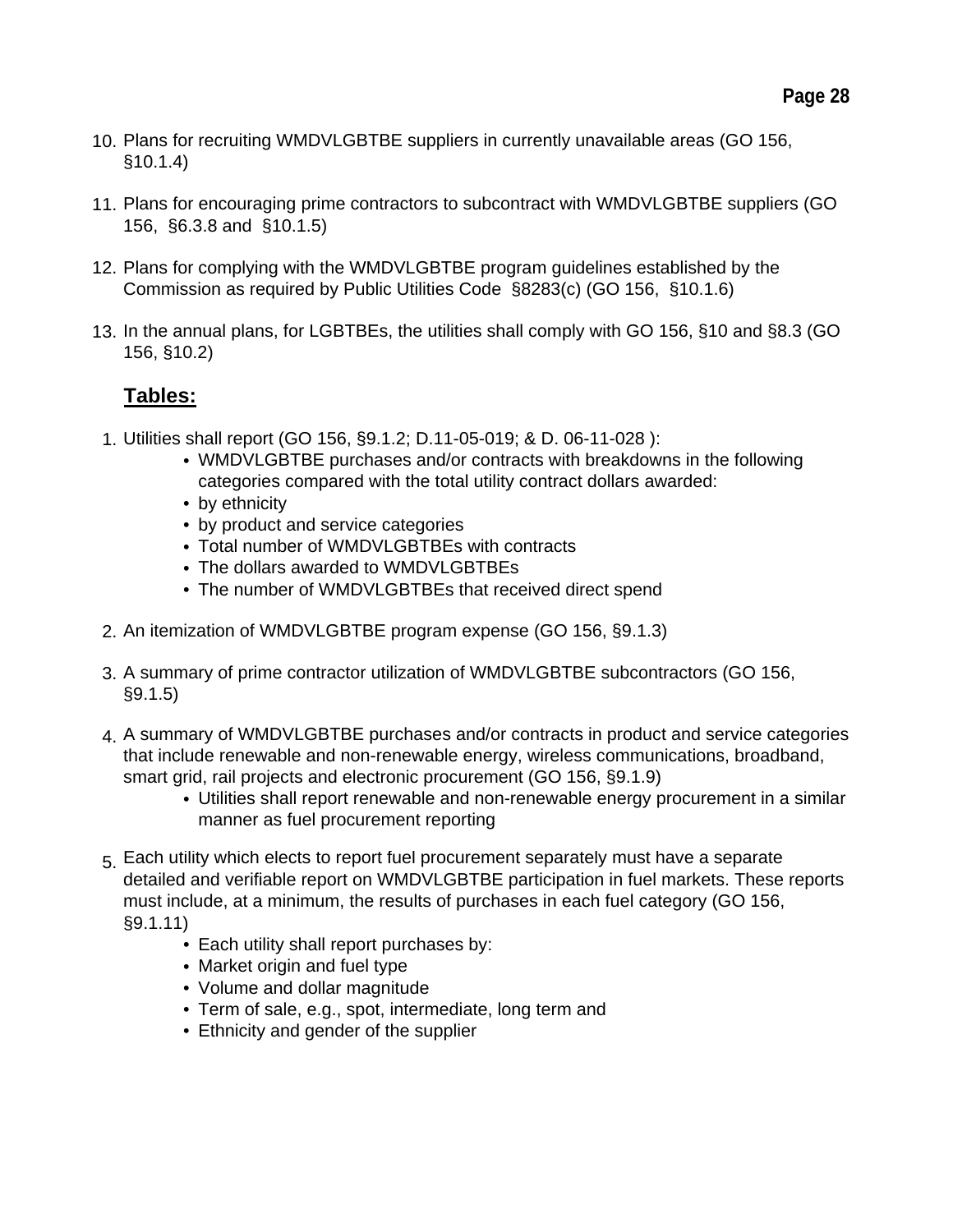10. Plans for recruiting WMDVLGBTBE suppliers in currently unavailable areas (GO 156, §10.1.4)

11. Plans for encouraging prime contractors to subcontract with WMDVLGBTBE suppliers (GO 156, §6.3.8 and §10.1.5)

12. Plans for complying with the WMDVLGBTBE program guidelines established by the Commission as required by Public Utilities Code §8283(c) (GO 156, §10.1.6)

13. In the annual plans, for LGBTBEs, the utilities shall comply with GO 156, §10 and §8.3 (GO 156, §10.2)

**Tables:**

1. Utilities shall report (GO 156, §9.1.2; D.11-05-019; & D. 06-11-028 ):
   - WMDVLGBTBE purchases and/or contracts with breakdowns in the following categories compared with the total utility contract dollars awarded:
   - by ethnicity
   - by product and service categories
   - Total number of WMDVLGBTBEs with contracts
   - The dollars awarded to WMDVLGBTBEs
   - The number of WMDVLGBTBEs that received direct spend

2. An itemization of WMDVLGBTBE program expense (GO 156, §9.1.3)

3. A summary of prime contractor utilization of WMDVLGBTBE subcontractors (GO 156, §9.1.5)

4. A summary of WMDVLGBTBE purchases and/or contracts in product and service categories that include renewable and non-renewable energy, wireless communications, broadband, smart grid, rail projects and electronic procurement (GO 156, §9.1.9)
   - Utilities shall report renewable and non-renewable energy procurement in a similar manner as fuel procurement reporting

5. Each utility which elects to report fuel procurement separately must have a separate detailed and verifiable report on WMDVLGBTBE participation in fuel markets. These reports must include, at a minimum, the results of purchases in each fuel category (GO 156, §9.1.11)
   - Each utility shall report purchases by:
   - Market origin and fuel type
   - Volume and dollar magnitude
   - Term of sale, e.g., spot, intermediate, long term and
   - Ethnicity and gender of the supplier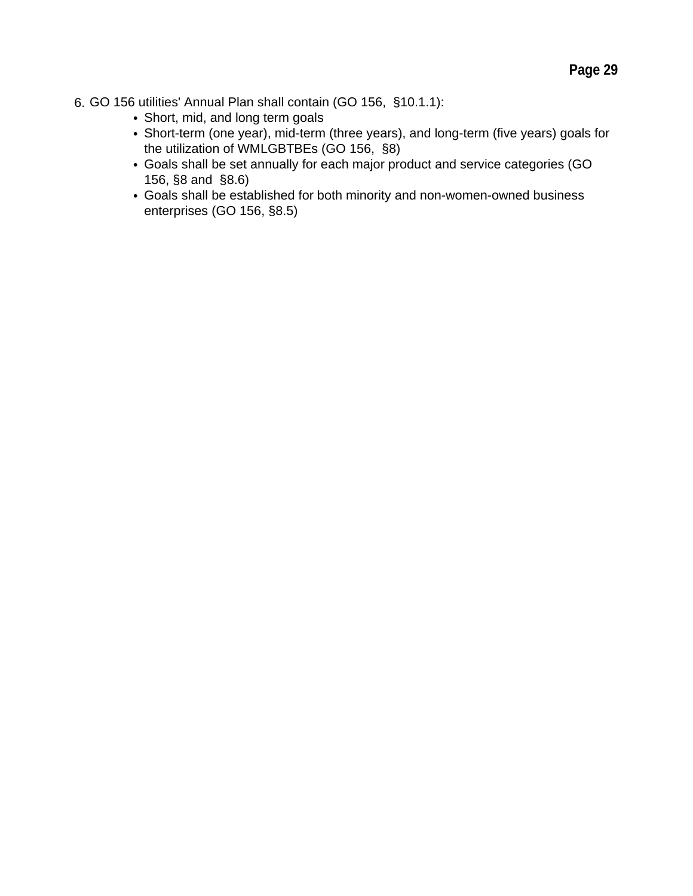6. GO 156 utilities' Annual Plan shall contain (GO 156, §10.1.1):
   - Short, mid, and long term goals
   - Short-term (one year), mid-term (three years), and long-term (five years) goals for the utilization of WMLGBTBEs (GO 156, §8)
   - Goals shall be set annually for each major product and service categories (GO 156, §8 and §8.6)
   - Goals shall be established for both minority and non-women-owned business enterprises (GO 156, §8.5)